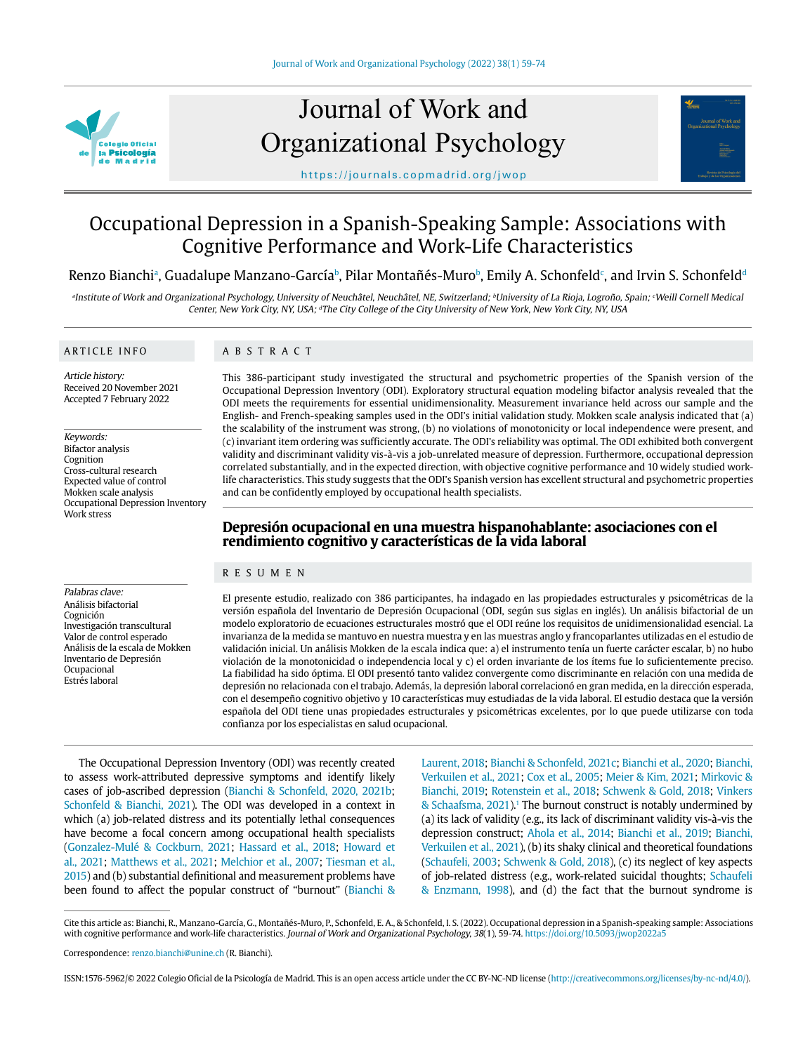# Occupational Depression in a Spanish-Speaking Sample: Associations with Cognitive Performance and Work-Life Characteristics

Renzo Bianchi[a], Guadalupe Manzano-García[b], Pilar Montañés-Muro[b], Emily A. Schonfeld[c], and Irvin S. Schonfeld[d]

[a]Institute of Work and Organizational Psychology, University of Neuchâtel, Neuchâtel, NE, Switzerland; [b]University of La Rioja, Logroño, Spain; [c]Weill Cornell Medical Center, New York City, NY, USA; [d]The City College of the City University of New York, New York City, NY, USA

## ARTICLE INFO

*Article history:*
Received 20 November 2021
Accepted 7 February 2022

*Keywords:*
Bifactor analysis
Cognition
Cross-cultural research
Expected value of control
Mokken scale analysis
Occupational Depression Inventory
Work stress

## ABSTRACT

This 386-participant study investigated the structural and psychometric properties of the Spanish version of the Occupational Depression Inventory (ODI). Exploratory structural equation modeling bifactor analysis revealed that the ODI meets the requirements for essential unidimensionality. Measurement invariance held across our sample and the English- and French-speaking samples used in the ODI's initial validation study. Mokken scale analysis indicated that (a) the scalability of the instrument was strong, (b) no violations of monotonicity or local independence were present, and (c) invariant item ordering was sufficiently accurate. The ODI's reliability was optimal. The ODI exhibited both convergent validity and discriminant validity vis-à-vis a job-unrelated measure of depression. Furthermore, occupational depression correlated substantially, and in the expected direction, with objective cognitive performance and 10 widely studied work-life characteristics. This study suggests that the ODI's Spanish version has excellent structural and psychometric properties and can be confidently employed by occupational health specialists.

## Depresión ocupacional en una muestra hispanohablante: asociaciones con el rendimiento cognitivo y características de la vida laboral

## RESUMEN

El presente estudio, realizado con 386 participantes, ha indagado en las propiedades estructurales y psicométricas de la versión española del Inventario de Depresión Ocupacional (ODI, según sus siglas en inglés). Un análisis bifactorial de un modelo exploratorio de ecuaciones estructurales mostró que el ODI reúne los requisitos de unidimensionalidad esencial. La invarianza de la medida se mantuvo en nuestra muestra y en las muestras anglo y francoparlantes utilizadas en el estudio de validación inicial. Un análisis Mokken de la escala indica que: a) el instrumento tenía un fuerte carácter escalar, b) no hubo violación de la monotonicidad o independencia local y c) el orden invariante de los ítems fue lo suficientemente preciso. La fiabilidad ha sido óptima. El ODI presentó tanto validez convergente como discriminante en relación con una medida de depresión no relacionada con el trabajo. Además, la depresión laboral correlacionó en gran medida, en la dirección esperada, con el desempeño cognitivo objetivo y 10 características muy estudiadas de la vida laboral. El estudio destaca que la versión española del ODI tiene unas propiedades estructurales y psicométricas excelentes, por lo que puede utilizarse con toda confianza por los especialistas en salud ocupacional.

*Palabras clave:*
Análisis bifactorial
Cognición
Investigación transcultural
Valor de control esperado
Análisis de la escala de Mokken
Inventario de Depresión Ocupacional
Estrés laboral

The Occupational Depression Inventory (ODI) was recently created to assess work-attributed depressive symptoms and identify likely cases of job-ascribed depression (Bianchi & Schonfeld, 2020, 2021b; Schonfeld & Bianchi, 2021). The ODI was developed in a context in which (a) job-related distress and its potentially lethal consequences have become a focal concern among occupational health specialists (Gonzalez-Mulé & Cockburn, 2021; Hassard et al., 2018; Howard et al., 2021; Matthews et al., 2021; Melchior et al., 2007; Tiesman et al., 2015) and (b) substantial definitional and measurement problems have been found to affect the popular construct of "burnout" (Bianchi & Laurent, 2018; Bianchi & Schonfeld, 2021c; Bianchi et al., 2020; Bianchi, Verkuilen et al., 2021; Cox et al., 2005; Meier & Kim, 2021; Mirkovic & Bianchi, 2019; Rotenstein et al., 2018; Schwenk & Gold, 2018; Vinkers & Schaafsma, 2021).[1] The burnout construct is notably undermined by (a) its lack of validity (e.g., its lack of discriminant validity vis-à-vis the depression construct; Ahola et al., 2014; Bianchi et al., 2019; Bianchi, Verkuilen et al., 2021), (b) its shaky clinical and theoretical foundations (Schaufeli, 2003; Schwenk & Gold, 2018), (c) its neglect of key aspects of job-related distress (e.g., work-related suicidal thoughts; Schaufeli & Enzmann, 1998), and (d) the fact that the burnout syndrome is

Cite this article as: Bianchi, R., Manzano-García, G., Montañés-Muro, P., Schonfeld, E. A., & Schonfeld, I. S. (2022). Occupational depression in a Spanish-speaking sample: Associations with cognitive performance and work-life characteristics. *Journal of Work and Organizational Psychology, 38*(1), 59-74. https://doi.org/10.5093/jwop2022a5

Correspondence: renzo.bianchi@unine.ch (R. Bianchi).

ISSN:1576-5962/© 2022 Colegio Oficial de la Psicología de Madrid. This is an open access article under the CC BY-NC-ND license (http://creativecommons.org/licenses/by-nc-nd/4.0/).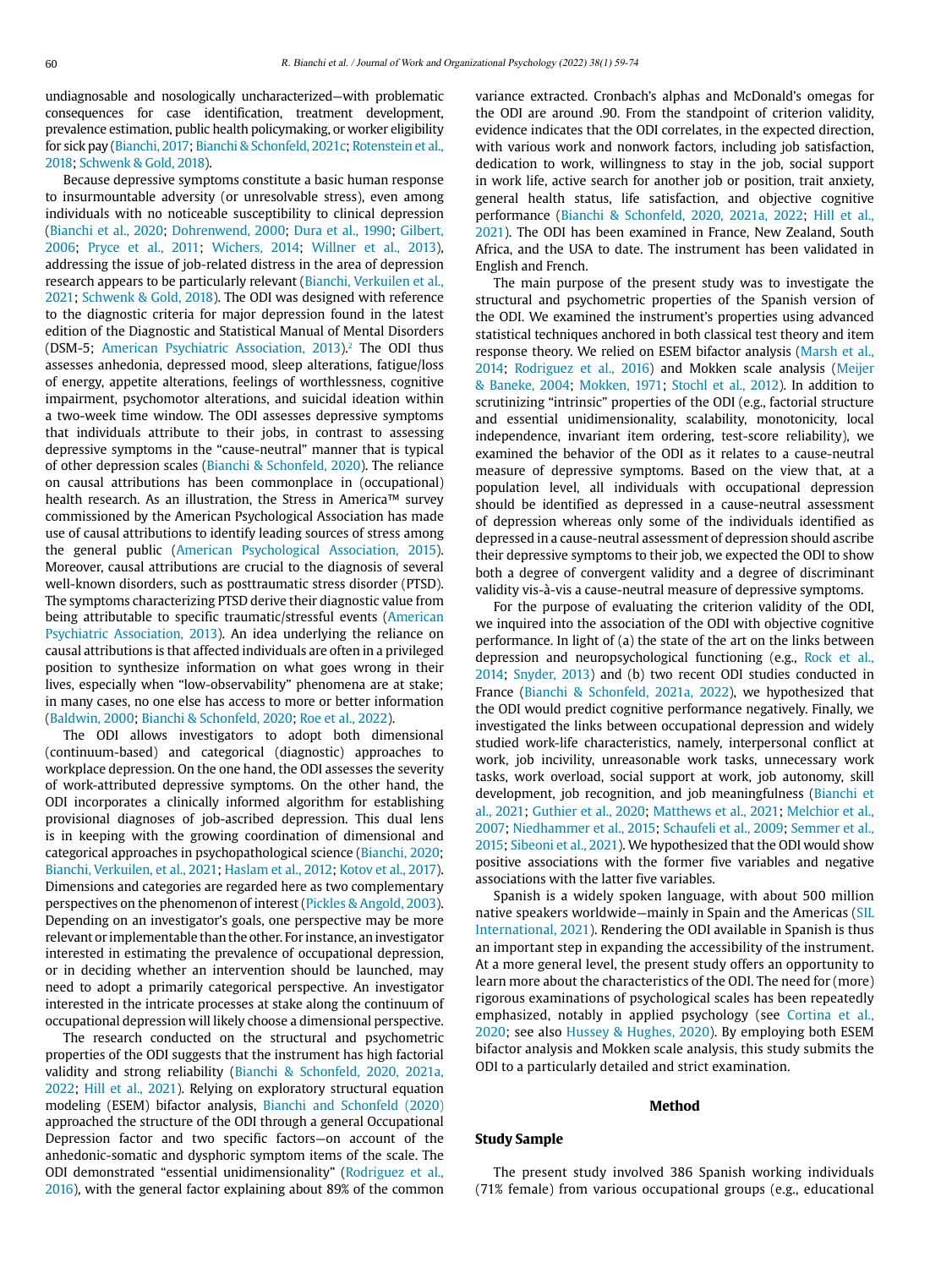undiagnosable and nosologically uncharacterized—with problematic consequences for case identification, treatment development, prevalence estimation, public health policymaking, or worker eligibility for sick pay (Bianchi, 2017; Bianchi & Schonfeld, 2021c; Rotenstein et al., 2018; Schwenk & Gold, 2018).

Because depressive symptoms constitute a basic human response to insurmountable adversity (or unresolvable stress), even among individuals with no noticeable susceptibility to clinical depression (Bianchi et al., 2020; Dohrenwend, 2000; Dura et al., 1990; Gilbert, 2006; Pryce et al., 2011; Wichers, 2014; Willner et al., 2013), addressing the issue of job-related distress in the area of depression research appears to be particularly relevant (Bianchi, Verkuilen et al., 2021; Schwenk & Gold, 2018). The ODI was designed with reference to the diagnostic criteria for major depression found in the latest edition of the Diagnostic and Statistical Manual of Mental Disorders (DSM-5; American Psychiatric Association, 2013).[2] The ODI thus assesses anhedonia, depressed mood, sleep alterations, fatigue/loss of energy, appetite alterations, feelings of worthlessness, cognitive impairment, psychomotor alterations, and suicidal ideation within a two-week time window. The ODI assesses depressive symptoms that individuals attribute to their jobs, in contrast to assessing depressive symptoms in the "cause-neutral" manner that is typical of other depression scales (Bianchi & Schonfeld, 2020). The reliance on causal attributions has been commonplace in (occupational) health research. As an illustration, the Stress in America™ survey commissioned by the American Psychological Association has made use of causal attributions to identify leading sources of stress among the general public (American Psychological Association, 2015). Moreover, causal attributions are crucial to the diagnosis of several well-known disorders, such as posttraumatic stress disorder (PTSD). The symptoms characterizing PTSD derive their diagnostic value from being attributable to specific traumatic/stressful events (American Psychiatric Association, 2013). An idea underlying the reliance on causal attributions is that affected individuals are often in a privileged position to synthesize information on what goes wrong in their lives, especially when "low-observability" phenomena are at stake; in many cases, no one else has access to more or better information (Baldwin, 2000; Bianchi & Schonfeld, 2020; Roe et al., 2022).

The ODI allows investigators to adopt both dimensional (continuum-based) and categorical (diagnostic) approaches to workplace depression. On the one hand, the ODI assesses the severity of work-attributed depressive symptoms. On the other hand, the ODI incorporates a clinically informed algorithm for establishing provisional diagnoses of job-ascribed depression. This dual lens is in keeping with the growing coordination of dimensional and categorical approaches in psychopathological science (Bianchi, 2020; Bianchi, Verkuilen, et al., 2021; Haslam et al., 2012; Kotov et al., 2017). Dimensions and categories are regarded here as two complementary perspectives on the phenomenon of interest (Pickles & Angold, 2003). Depending on an investigator's goals, one perspective may be more relevant or implementable than the other. For instance, an investigator interested in estimating the prevalence of occupational depression, or in deciding whether an intervention should be launched, may need to adopt a primarily categorical perspective. An investigator interested in the intricate processes at stake along the continuum of occupational depression will likely choose a dimensional perspective.

The research conducted on the structural and psychometric properties of the ODI suggests that the instrument has high factorial validity and strong reliability (Bianchi & Schonfeld, 2020, 2021a, 2022; Hill et al., 2021). Relying on exploratory structural equation modeling (ESEM) bifactor analysis, Bianchi and Schonfeld (2020) approached the structure of the ODI through a general Occupational Depression factor and two specific factors—on account of the anhedonic-somatic and dysphoric symptom items of the scale. The ODI demonstrated "essential unidimensionality" (Rodriguez et al., 2016), with the general factor explaining about 89% of the common variance extracted. Cronbach's alphas and McDonald's omegas for the ODI are around .90. From the standpoint of criterion validity, evidence indicates that the ODI correlates, in the expected direction, with various work and nonwork factors, including job satisfaction, dedication to work, willingness to stay in the job, social support in work life, active search for another job or position, trait anxiety, general health status, life satisfaction, and objective cognitive performance (Bianchi & Schonfeld, 2020, 2021a, 2022; Hill et al., 2021). The ODI has been examined in France, New Zealand, South Africa, and the USA to date. The instrument has been validated in English and French.

The main purpose of the present study was to investigate the structural and psychometric properties of the Spanish version of the ODI. We examined the instrument's properties using advanced statistical techniques anchored in both classical test theory and item response theory. We relied on ESEM bifactor analysis (Marsh et al., 2014; Rodriguez et al., 2016) and Mokken scale analysis (Meijer & Baneke, 2004; Mokken, 1971; Stochl et al., 2012). In addition to scrutinizing "intrinsic" properties of the ODI (e.g., factorial structure and essential unidimensionality, scalability, monotonicity, local independence, invariant item ordering, test-score reliability), we examined the behavior of the ODI as it relates to a cause-neutral measure of depressive symptoms. Based on the view that, at a population level, all individuals with occupational depression should be identified as depressed in a cause-neutral assessment of depression whereas only some of the individuals identified as depressed in a cause-neutral assessment of depression should ascribe their depressive symptoms to their job, we expected the ODI to show both a degree of convergent validity and a degree of discriminant validity vis-à-vis a cause-neutral measure of depressive symptoms.

For the purpose of evaluating the criterion validity of the ODI, we inquired into the association of the ODI with objective cognitive performance. In light of (a) the state of the art on the links between depression and neuropsychological functioning (e.g., Rock et al., 2014; Snyder, 2013) and (b) two recent ODI studies conducted in France (Bianchi & Schonfeld, 2021a, 2022), we hypothesized that the ODI would predict cognitive performance negatively. Finally, we investigated the links between occupational depression and widely studied work-life characteristics, namely, interpersonal conflict at work, job incivility, unreasonable work tasks, unnecessary work tasks, work overload, social support at work, job autonomy, skill development, job recognition, and job meaningfulness (Bianchi et al., 2021; Guthier et al., 2020; Matthews et al., 2021; Melchior et al., 2007; Niedhammer et al., 2015; Schaufeli et al., 2009; Semmer et al., 2015; Sibeoni et al., 2021). We hypothesized that the ODI would show positive associations with the former five variables and negative associations with the latter five variables.

Spanish is a widely spoken language, with about 500 million native speakers worldwide—mainly in Spain and the Americas (SIL International, 2021). Rendering the ODI available in Spanish is thus an important step in expanding the accessibility of the instrument. At a more general level, the present study offers an opportunity to learn more about the characteristics of the ODI. The need for (more) rigorous examinations of psychological scales has been repeatedly emphasized, notably in applied psychology (see Cortina et al., 2020; see also Hussey & Hughes, 2020). By employing both ESEM bifactor analysis and Mokken scale analysis, this study submits the ODI to a particularly detailed and strict examination.

## Method

### Study Sample

The present study involved 386 Spanish working individuals (71% female) from various occupational groups (e.g., educational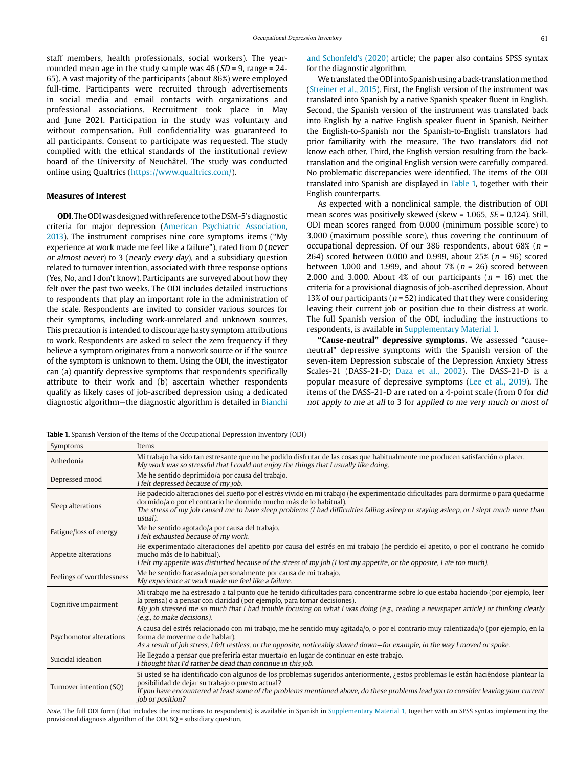staff members, health professionals, social workers). The year-rounded mean age in the study sample was 46 (*SD* = 9, range = 24-65). A vast majority of the participants (about 86%) were employed full-time. Participants were recruited through advertisements in social media and email contacts with organizations and professional associations. Recruitment took place in May and June 2021. Participation in the study was voluntary and without compensation. Full confidentiality was guaranteed to all participants. Consent to participate was requested. The study complied with the ethical standards of the institutional review board of the University of Neuchâtel. The study was conducted online using Qualtrics (https://www.qualtrics.com/).

### Measures of Interest

**ODI**. The ODI was designed with reference to the DSM-5's diagnostic criteria for major depression (American Psychiatric Association, 2013). The instrument comprises nine core symptoms items ("My experience at work made me feel like a failure"), rated from 0 (*never or almost never*) to 3 (*nearly every day*), and a subsidiary question related to turnover intention, associated with three response options (Yes, No, and I don't know). Participants are surveyed about how they felt over the past two weeks. The ODI includes detailed instructions to respondents that play an important role in the administration of the scale. Respondents are invited to consider various sources for their symptoms, including work-unrelated and unknown sources. This precaution is intended to discourage hasty symptom attributions to work. Respondents are asked to select the zero frequency if they believe a symptom originates from a nonwork source or if the source of the symptom is unknown to them. Using the ODI, the investigator can (a) quantify depressive symptoms that respondents specifically attribute to their work and (b) ascertain whether respondents qualify as likely cases of job-ascribed depression using a dedicated diagnostic algorithm—the diagnostic algorithm is detailed in Bianchi and Schonfeld's (2020) article; the paper also contains SPSS syntax for the diagnostic algorithm.

We translated the ODI into Spanish using a back-translation method (Streiner et al., 2015). First, the English version of the instrument was translated into Spanish by a native Spanish speaker fluent in English. Second, the Spanish version of the instrument was translated back into English by a native English speaker fluent in Spanish. Neither the English-to-Spanish nor the Spanish-to-English translators had prior familiarity with the measure. The two translators did not know each other. Third, the English version resulting from the back-translation and the original English version were carefully compared. No problematic discrepancies were identified. The items of the ODI translated into Spanish are displayed in Table 1, together with their English counterparts.

As expected with a nonclinical sample, the distribution of ODI mean scores was positively skewed (skew = 1.065, *SE* = 0.124). Still, ODI mean scores ranged from 0.000 (minimum possible score) to 3.000 (maximum possible score), thus covering the continuum of occupational depression. Of our 386 respondents, about 68% (*n* = 264) scored between 0.000 and 0.999, about 25% (*n* = 96) scored between 1.000 and 1.999, and about 7% (*n* = 26) scored between 2.000 and 3.000. About 4% of our participants (*n* = 16) met the criteria for a provisional diagnosis of job-ascribed depression. About 13% of our participants (*n* = 52) indicated that they were considering leaving their current job or position due to their distress at work. The full Spanish version of the ODI, including the instructions to respondents, is available in Supplementary Material 1.

**"Cause-neutral" depressive symptoms.** We assessed "cause-neutral" depressive symptoms with the Spanish version of the seven-item Depression subscale of the Depression Anxiety Stress Scales-21 (DASS-21-D; Daza et al., 2002). The DASS-21-D is a popular measure of depressive symptoms (Lee et al., 2019). The items of the DASS-21-D are rated on a 4-point scale (from 0 for *did not apply to me at all* to 3 for *applied to me very much or most of*

**Table 1.** Spanish Version of the Items of the Occupational Depression Inventory (ODI)

| Symptoms | Items |
|---|---|
| Anhedonia | Mi trabajo ha sido tan estresante que no he podido disfrutar de las cosas que habitualmente me producen satisfacción o placer. *My work was so stressful that I could not enjoy the things that I usually like doing.* |
| Depressed mood | Me he sentido deprimido/a por causa del trabajo. *I felt depressed because of my job.* |
| Sleep alterations | He padecido alteraciones del sueño por el estrés vivido en mi trabajo (he experimentado dificultades para dormirme o para quedarme dormido/a o por el contrario he dormido mucho más de lo habitual). *The stress of my job caused me to have sleep problems (I had difficulties falling asleep or staying asleep, or I slept much more than usual).* |
| Fatigue/loss of energy | Me he sentido agotado/a por causa del trabajo. *I felt exhausted because of my work.* |
| Appetite alterations | He experimentado alteraciones del apetito por causa del estrés en mi trabajo (he perdido el apetito, o por el contrario he comido mucho más de lo habitual). *I felt my appetite was disturbed because of the stress of my job (I lost my appetite, or the opposite, I ate too much).* |
| Feelings of worthlessness | Me he sentido fracasado/a personalmente por causa de mi trabajo. *My experience at work made me feel like a failure.* |
| Cognitive impairment | Mi trabajo me ha estresado a tal punto que he tenido dificultades para concentrarme sobre lo que estaba haciendo (por ejemplo, leer la prensa) o a pensar con claridad (por ejemplo, para tomar decisiones). *My job stressed me so much that I had trouble focusing on what I was doing (e.g., reading a newspaper article) or thinking clearly (e.g., to make decisions).* |
| Psychomotor alterations | A causa del estrés relacionado con mi trabajo, me he sentido muy agitada/o, o por el contrario muy ralentizada/o (por ejemplo, en la forma de moverme o de hablar). *As a result of job stress, I felt restless, or the opposite, noticeably slowed down—for example, in the way I moved or spoke.* |
| Suicidal ideation | He llegado a pensar que preferiría estar muerta/o en lugar de continuar en este trabajo. *I thought that I'd rather be dead than continue in this job.* |
| Turnover intention (SQ) | Si usted se ha identificado con algunos de los problemas sugeridos anteriormente, ¿estos problemas le están haciéndose plantear la posibilidad de dejar su trabajo o puesto actual? *If you have encountered at least some of the problems mentioned above, do these problems lead you to consider leaving your current job or position?* |

*Note*. The full ODI form (that includes the instructions to respondents) is available in Spanish in Supplementary Material 1, together with an SPSS syntax implementing the provisional diagnosis algorithm of the ODI. SQ = subsidiary question.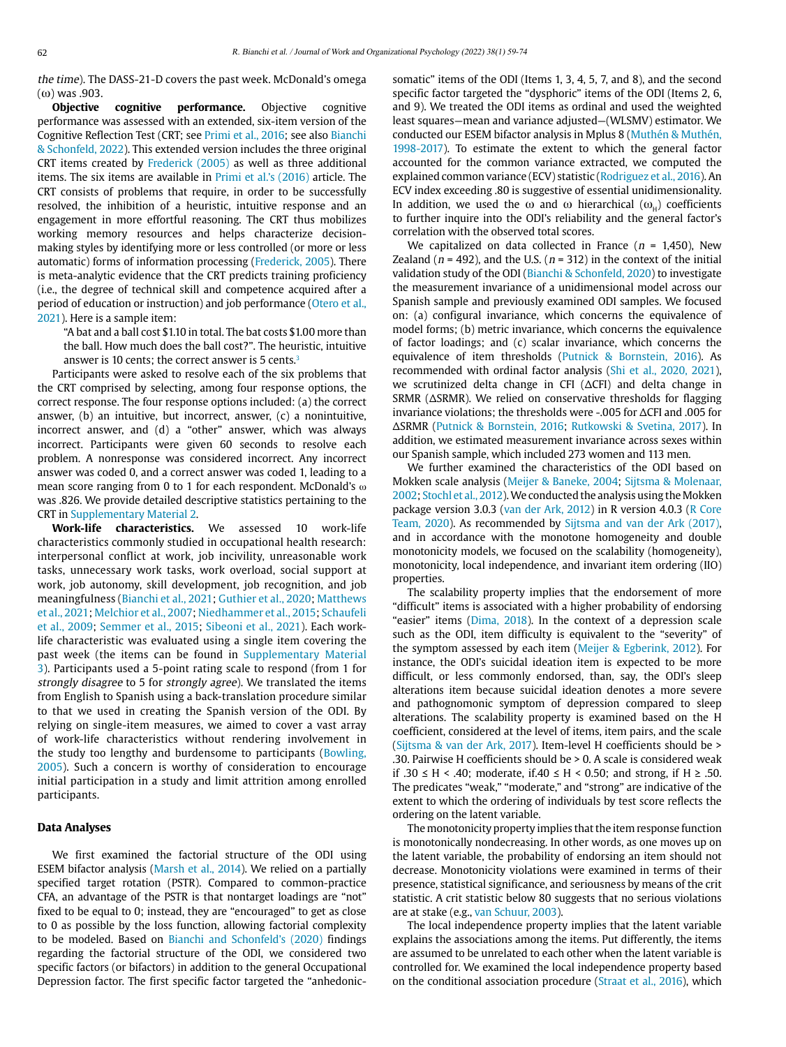*the time*). The DASS-21-D covers the past week. McDonald's omega (ω) was .903.

**Objective cognitive performance.** Objective cognitive performance was assessed with an extended, six-item version of the Cognitive Reflection Test (CRT; see Primi et al., 2016; see also Bianchi & Schonfeld, 2022). This extended version includes the three original CRT items created by Frederick (2005) as well as three additional items. The six items are available in Primi et al.'s (2016) article. The CRT consists of problems that require, in order to be successfully resolved, the inhibition of a heuristic, intuitive response and an engagement in more effortful reasoning. The CRT thus mobilizes working memory resources and helps characterize decision-making styles by identifying more or less controlled (or more or less automatic) forms of information processing (Frederick, 2005). There is meta-analytic evidence that the CRT predicts training proficiency (i.e., the degree of technical skill and competence acquired after a period of education or instruction) and job performance (Otero et al., 2021). Here is a sample item:

> "A bat and a ball cost $1.10 in total. The bat costs $1.00 more than the ball. How much does the ball cost?". The heuristic, intuitive answer is 10 cents; the correct answer is 5 cents.[3]

Participants were asked to resolve each of the six problems that the CRT comprised by selecting, among four response options, the correct response. The four response options included: (a) the correct answer, (b) an intuitive, but incorrect, answer, (c) a nonintuitive, incorrect answer, and (d) a "other" answer, which was always incorrect. Participants were given 60 seconds to resolve each problem. A nonresponse was considered incorrect. Any incorrect answer was coded 0, and a correct answer was coded 1, leading to a mean score ranging from 0 to 1 for each respondent. McDonald's ω was .826. We provide detailed descriptive statistics pertaining to the CRT in Supplementary Material 2.

**Work-life characteristics.** We assessed 10 work-life characteristics commonly studied in occupational health research: interpersonal conflict at work, job incivility, unreasonable work tasks, unnecessary work tasks, work overload, social support at work, job autonomy, skill development, job recognition, and job meaningfulness (Bianchi et al., 2021; Guthier et al., 2020; Matthews et al., 2021; Melchior et al., 2007; Niedhammer et al., 2015; Schaufeli et al., 2009; Semmer et al., 2015; Sibeoni et al., 2021). Each work-life characteristic was evaluated using a single item covering the past week (the items can be found in Supplementary Material 3). Participants used a 5-point rating scale to respond (from 1 for *strongly disagree* to 5 for *strongly agree*). We translated the items from English to Spanish using a back-translation procedure similar to that we used in creating the Spanish version of the ODI. By relying on single-item measures, we aimed to cover a vast array of work-life characteristics without rendering involvement in the study too lengthy and burdensome to participants (Bowling, 2005). Such a concern is worthy of consideration to encourage initial participation in a study and limit attrition among enrolled participants.

## Data Analyses

We first examined the factorial structure of the ODI using ESEM bifactor analysis (Marsh et al., 2014). We relied on a partially specified target rotation (PSTR). Compared to common-practice CFA, an advantage of the PSTR is that nontarget loadings are "not" fixed to be equal to 0; instead, they are "encouraged" to get as close to 0 as possible by the loss function, allowing factorial complexity to be modeled. Based on Bianchi and Schonfeld's (2020) findings regarding the factorial structure of the ODI, we considered two specific factors (or bifactors) in addition to the general Occupational Depression factor. The first specific factor targeted the "anhedonic-somatic" items of the ODI (Items 1, 3, 4, 5, 7, and 8), and the second specific factor targeted the "dysphoric" items of the ODI (Items 2, 6, and 9). We treated the ODI items as ordinal and used the weighted least squares—mean and variance adjusted—(WLSMV) estimator. We conducted our ESEM bifactor analysis in Mplus 8 (Muthén & Muthén, 1998-2017). To estimate the extent to which the general factor accounted for the common variance extracted, we computed the explained common variance (ECV) statistic (Rodriguez et al., 2016). An ECV index exceeding .80 is suggestive of essential unidimensionality. In addition, we used the ω and ω hierarchical ($\omega_H$) coefficients to further inquire into the ODI's reliability and the general factor's correlation with the observed total scores.

We capitalized on data collected in France (*n* = 1,450), New Zealand (*n* = 492), and the U.S. (*n* = 312) in the context of the initial validation study of the ODI (Bianchi & Schonfeld, 2020) to investigate the measurement invariance of a unidimensional model across our Spanish sample and previously examined ODI samples. We focused on: (a) configural invariance, which concerns the equivalence of model forms; (b) metric invariance, which concerns the equivalence of factor loadings; and (c) scalar invariance, which concerns the equivalence of item thresholds (Putnick & Bornstein, 2016). As recommended with ordinal factor analysis (Shi et al., 2020, 2021), we scrutinized delta change in CFI (ΔCFI) and delta change in SRMR (ΔSRMR). We relied on conservative thresholds for flagging invariance violations; the thresholds were -.005 for ΔCFI and .005 for ΔSRMR (Putnick & Bornstein, 2016; Rutkowski & Svetina, 2017). In addition, we estimated measurement invariance across sexes within our Spanish sample, which included 273 women and 113 men.

We further examined the characteristics of the ODI based on Mokken scale analysis (Meijer & Baneke, 2004; Sijtsma & Molenaar, 2002; Stochl et al., 2012). We conducted the analysis using the Mokken package version 3.0.3 (van der Ark, 2012) in R version 4.0.3 (R Core Team, 2020). As recommended by Sijtsma and van der Ark (2017), and in accordance with the monotone homogeneity and double monotonicity models, we focused on the scalability (homogeneity), monotonicity, local independence, and invariant item ordering (IIO) properties.

The scalability property implies that the endorsement of more "difficult" items is associated with a higher probability of endorsing "easier" items (Dima, 2018). In the context of a depression scale such as the ODI, item difficulty is equivalent to the "severity" of the symptom assessed by each item (Meijer & Egberink, 2012). For instance, the ODI's suicidal ideation item is expected to be more difficult, or less commonly endorsed, than, say, the ODI's sleep alterations item because suicidal ideation denotes a more severe and pathognomonic symptom of depression compared to sleep alterations. The scalability property is examined based on the H coefficient, considered at the level of items, item pairs, and the scale (Sijtsma & van der Ark, 2017). Item-level H coefficients should be > .30. Pairwise H coefficients should be > 0. A scale is considered weak if .30 ≤ H < .40; moderate, if.40 ≤ H < 0.50; and strong, if H ≥ .50. The predicates "weak," "moderate," and "strong" are indicative of the extent to which the ordering of individuals by test score reflects the ordering on the latent variable.

The monotonicity property implies that the item response function is monotonically nondecreasing. In other words, as one moves up on the latent variable, the probability of endorsing an item should not decrease. Monotonicity violations were examined in terms of their presence, statistical significance, and seriousness by means of the crit statistic. A crit statistic below 80 suggests that no serious violations are at stake (e.g., van Schuur, 2003).

The local independence property implies that the latent variable explains the associations among the items. Put differently, the items are assumed to be unrelated to each other when the latent variable is controlled for. We examined the local independence property based on the conditional association procedure (Straat et al., 2016), which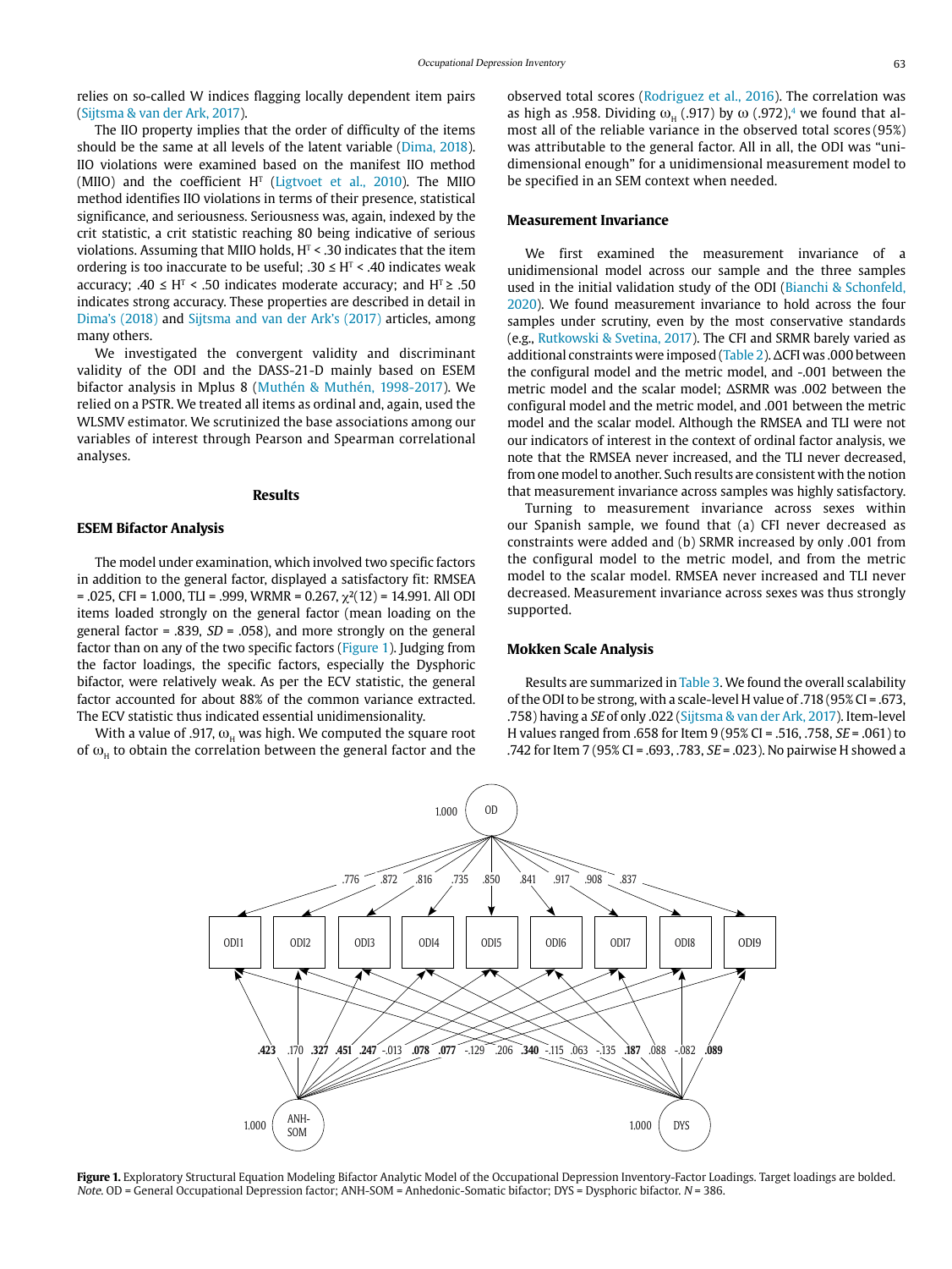relies on so-called W indices flagging locally dependent item pairs (Sijtsma & van der Ark, 2017).

The IIO property implies that the order of difficulty of the items should be the same at all levels of the latent variable (Dima, 2018). IIO violations were examined based on the manifest IIO method (MIIO) and the coefficient $H^T$ (Ligtvoet et al., 2010). The MIIO method identifies IIO violations in terms of their presence, statistical significance, and seriousness. Seriousness was, again, indexed by the crit statistic, a crit statistic reaching 80 being indicative of serious violations. Assuming that MIIO holds, $H^T < .30$ indicates that the item ordering is too inaccurate to be useful; $.30 \leq H^T < .40$ indicates weak accuracy; $.40 \leq H^T < .50$ indicates moderate accuracy; and $H^T \geq .50$ indicates strong accuracy. These properties are described in detail in Dima's (2018) and Sijtsma and van der Ark's (2017) articles, among many others.

We investigated the convergent validity and discriminant validity of the ODI and the DASS-21-D mainly based on ESEM bifactor analysis in Mplus 8 (Muthén & Muthén, 1998-2017). We relied on a PSTR. We treated all items as ordinal and, again, used the WLSMV estimator. We scrutinized the base associations among our variables of interest through Pearson and Spearman correlational analyses.

## Results

### ESEM Bifactor Analysis

The model under examination, which involved two specific factors in addition to the general factor, displayed a satisfactory fit: RMSEA = .025, CFI = 1.000, TLI = .999, WRMR = 0.267, $\chi^2(12) = 14.991$. All ODI items loaded strongly on the general factor (mean loading on the general factor = .839, *SD* = .058), and more strongly on the general factor than on any of the two specific factors (Figure 1). Judging from the factor loadings, the specific factors, especially the Dysphoric bifactor, were relatively weak. As per the ECV statistic, the general factor accounted for about 88% of the common variance extracted. The ECV statistic thus indicated essential unidimensionality.

With a value of .917, $\omega_H$ was high. We computed the square root of $\omega_H$ to obtain the correlation between the general factor and the observed total scores (Rodriguez et al., 2016). The correlation was as high as .958. Dividing $\omega_H$ (.917) by $\omega$ (.972),[4] we found that almost all of the reliable variance in the observed total scores (95%) was attributable to the general factor. All in all, the ODI was "unidimensional enough" for a unidimensional measurement model to be specified in an SEM context when needed.

### Measurement Invariance

We first examined the measurement invariance of a unidimensional model across our sample and the three samples used in the initial validation study of the ODI (Bianchi & Schonfeld, 2020). We found measurement invariance to hold across the four samples under scrutiny, even by the most conservative standards (e.g., Rutkowski & Svetina, 2017). The CFI and SRMR barely varied as additional constraints were imposed (Table 2). ΔCFI was .000 between the configural model and the metric model, and -.001 between the metric model and the scalar model; ΔSRMR was .002 between the configural model and the metric model, and .001 between the metric model and the scalar model. Although the RMSEA and TLI were not our indicators of interest in the context of ordinal factor analysis, we note that the RMSEA never increased, and the TLI never decreased, from one model to another. Such results are consistent with the notion that measurement invariance across samples was highly satisfactory.

Turning to measurement invariance across sexes within our Spanish sample, we found that (a) CFI never decreased as constraints were added and (b) SRMR increased by only .001 from the configural model to the metric model, and from the metric model to the scalar model. RMSEA never increased and TLI never decreased. Measurement invariance across sexes was thus strongly supported.

### Mokken Scale Analysis

Results are summarized in Table 3. We found the overall scalability of the ODI to be strong, with a scale-level H value of .718 (95% CI = .673, .758) having a *SE* of only .022 (Sijtsma & van der Ark, 2017). Item-level H values ranged from .658 for Item 9 (95% CI = .516, .758, *SE* = .061) to .742 for Item 7 (95% CI = .693, .783, *SE* = .023). No pairwise H showed a

**Figure 1.** Exploratory Structural Equation Modeling Bifactor Analytic Model of the Occupational Depression Inventory-Factor Loadings. Target loadings are bolded.
*Note.* OD = General Occupational Depression factor; ANH-SOM = Anhedonic-Somatic bifactor; DYS = Dysphoric bifactor. *N* = 386.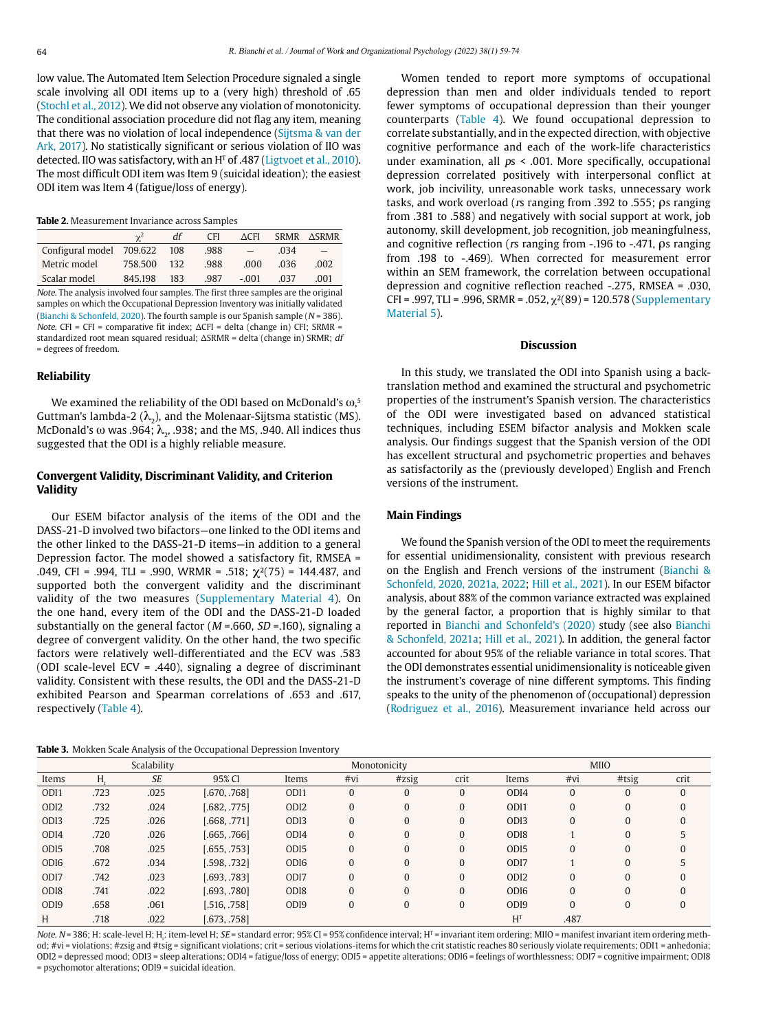low value. The Automated Item Selection Procedure signaled a single scale involving all ODI items up to a (very high) threshold of .65 (Stochl et al., 2012). We did not observe any violation of monotonicity. The conditional association procedure did not flag any item, meaning that there was no violation of local independence (Sijtsma & van der Ark, 2017). No statistically significant or serious violation of IIO was detected. IIO was satisfactory, with an $H^T$ of .487 (Ligtvoet et al., 2010). The most difficult ODI item was Item 9 (suicidal ideation); the easiest ODI item was Item 4 (fatigue/loss of energy).

**Table 2.** Measurement Invariance across Samples

| | $\chi^2$ | *df* | CFI | ΔCFI | SRMR | ΔSRMR |
|---|---|---|---|---|---|---|
| Configural model | 709.622 | 108 | .988 | — | .034 | — |
| Metric model | 758.500 | 132 | .988 | .000 | .036 | .002 |
| Scalar model | 845.198 | 183 | .987 | -.001 | .037 | .001 |

*Note.* The analysis involved four samples. The first three samples are the original samples on which the Occupational Depression Inventory was initially validated (Bianchi & Schonfeld, 2020). The fourth sample is our Spanish sample (*N* = 386). *Note.* CFI = CFI = comparative fit index; ΔCFI = delta (change in) CFI; SRMR = standardized root mean squared residual; ΔSRMR = delta (change in) SRMR; *df* = degrees of freedom.

## Reliability

We examined the reliability of the ODI based on McDonald's ω,[5] Guttman's lambda-2 ($\lambda_2$), and the Molenaar-Sijtsma statistic (MS). McDonald's ω was .964; $\lambda_2$, .938; and the MS, .940. All indices thus suggested that the ODI is a highly reliable measure.

## Convergent Validity, Discriminant Validity, and Criterion Validity

Our ESEM bifactor analysis of the items of the ODI and the DASS-21-D involved two bifactors—one linked to the ODI items and the other linked to the DASS-21-D items—in addition to a general Depression factor. The model showed a satisfactory fit, RMSEA = .049, CFI = .994, TLI = .990, WRMR = .518; $\chi^2(75)$ = 144.487, and supported both the convergent validity and the discriminant validity of the two measures (Supplementary Material 4). On the one hand, every item of the ODI and the DASS-21-D loaded substantially on the general factor (*M* =.660, *SD* =.160), signaling a degree of convergent validity. On the other hand, the two specific factors were relatively well-differentiated and the ECV was .583 (ODI scale-level ECV = .440), signaling a degree of discriminant validity. Consistent with these results, the ODI and the DASS-21-D exhibited Pearson and Spearman correlations of .653 and .617, respectively (Table 4).

Women tended to report more symptoms of occupational depression than men and older individuals tended to report fewer symptoms of occupational depression than their younger counterparts (Table 4). We found occupational depression to correlate substantially, and in the expected direction, with objective cognitive performance and each of the work-life characteristics under examination, all *p*s < .001. More specifically, occupational depression correlated positively with interpersonal conflict at work, job incivility, unreasonable work tasks, unnecessary work tasks, and work overload (*r*s ranging from .392 to .555; ρs ranging from .381 to .588) and negatively with social support at work, job autonomy, skill development, job recognition, job meaningfulness, and cognitive reflection (*r*s ranging from -.196 to -.471, ρs ranging from .198 to -.469). When corrected for measurement error within an SEM framework, the correlation between occupational depression and cognitive reflection reached -.275, RMSEA = .030, CFI = .997, TLI = .996, SRMR = .052, $\chi^2(89)$ = 120.578 (Supplementary Material 5).

# Discussion

In this study, we translated the ODI into Spanish using a back-translation method and examined the structural and psychometric properties of the instrument's Spanish version. The characteristics of the ODI were investigated based on advanced statistical techniques, including ESEM bifactor analysis and Mokken scale analysis. Our findings suggest that the Spanish version of the ODI has excellent structural and psychometric properties and behaves as satisfactorily as the (previously developed) English and French versions of the instrument.

## Main Findings

We found the Spanish version of the ODI to meet the requirements for essential unidimensionality, consistent with previous research on the English and French versions of the instrument (Bianchi & Schonfeld, 2020, 2021a, 2022; Hill et al., 2021). In our ESEM bifactor analysis, about 88% of the common variance extracted was explained by the general factor, a proportion that is highly similar to that reported in Bianchi and Schonfeld's (2020) study (see also Bianchi & Schonfeld, 2021a; Hill et al., 2021). In addition, the general factor accounted for about 95% of the reliable variance in total scores. That the ODI demonstrates essential unidimensionality is noticeable given the instrument's coverage of nine different symptoms. This finding speaks to the unity of the phenomenon of (occupational) depression (Rodriguez et al., 2016). Measurement invariance held across our

**Table 3.** Mokken Scale Analysis of the Occupational Depression Inventory

| Scalability | | | | Monotonicity | | | | MIIO | | | |
|---|---|---|---|---|---|---|---|---|---|---|---|
| Items | $H_i$ | *SE* | 95% CI | Items | #vi | #zsig | crit | Items | #vi | #tsig | crit |
| ODI1 | .723 | .025 | [.670, .768] | ODI1 | 0 | 0 | 0 | ODI4 | 0 | 0 | 0 |
| ODI2 | .732 | .024 | [.682, .775] | ODI2 | 0 | 0 | 0 | ODI1 | 0 | 0 | 0 |
| ODI3 | .725 | .026 | [.668, .771] | ODI3 | 0 | 0 | 0 | ODI3 | 0 | 0 | 0 |
| ODI4 | .720 | .026 | [.665, .766] | ODI4 | 0 | 0 | 0 | ODI8 | 1 | 0 | 5 |
| ODI5 | .708 | .025 | [.655, .753] | ODI5 | 0 | 0 | 0 | ODI5 | 0 | 0 | 0 |
| ODI6 | .672 | .034 | [.598, .732] | ODI6 | 0 | 0 | 0 | ODI7 | 1 | 0 | 5 |
| ODI7 | .742 | .023 | [.693, .783] | ODI7 | 0 | 0 | 0 | ODI2 | 0 | 0 | 0 |
| ODI8 | .741 | .022 | [.693, .780] | ODI8 | 0 | 0 | 0 | ODI6 | 0 | 0 | 0 |
| ODI9 | .658 | .061 | [.516, .758] | ODI9 | 0 | 0 | 0 | ODI9 | 0 | 0 | 0 |
| H | .718 | .022 | [.673, .758] | | | | | $H^T$ | .487 | | |

*Note.* *N* = 386; H: scale-level H; $H_i$: item-level H; *SE* = standard error; 95% CI = 95% confidence interval; $H^T$ = invariant item ordering; MIIO = manifest invariant item ordering method; #vi = violations; #zsig and #tsig = significant violations; crit = serious violations-items for which the crit statistic reaches 80 seriously violate requirements; ODI1 = anhedonia; ODI2 = depressed mood; ODI3 = sleep alterations; ODI4 = fatigue/loss of energy; ODI5 = appetite alterations; ODI6 = feelings of worthlessness; ODI7 = cognitive impairment; ODI8 = psychomotor alterations; ODI9 = suicidal ideation.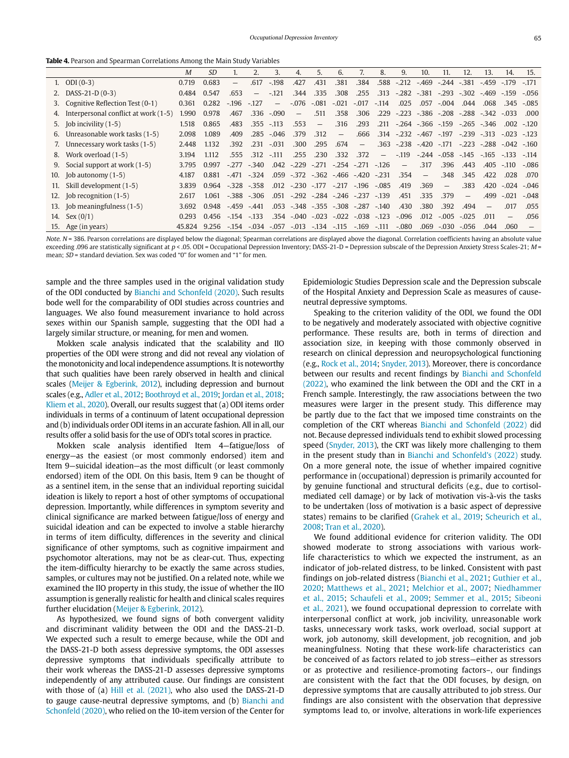**Table 4.** Pearson and Spearman Correlations Among the Main Study Variables

| | | *M* | *SD* | 1. | 2. | 3. | 4. | 5. | 6. | 7. | 8. | 9. | 10. | 11. | 12. | 13. | 14. | 15. |
|---|---|---|---|---|---|---|---|---|---|---|---|---|---|---|---|---|---|---|
| 1. | ODI (0-3) | 0.719 | 0.683 | — | .617 | -.198 | .427 | .431 | .381 | .384 | .588 | -.212 | -.469 | -.244 | -.381 | -.459 | -.179 | -.171 |
| 2. | DASS-21-D (0-3) | 0.484 | 0.547 | .653 | — | -.121 | .344 | .335 | .308 | .255 | .313 | -.282 | -.381 | -.293 | -.302 | -.469 | -.159 | -.056 |
| 3. | Cognitive Reflection Test (0-1) | 0.361 | 0.282 | -.196 | -.127 | — | -.076 | -.081 | -.021 | -.017 | -.114 | .025 | .057 | -.004 | .044 | .068 | .345 | -.085 |
| 4. | Interpersonal conflict at work (1-5) | 1.990 | 0.978 | .467 | .336 | -.090 | — | .511 | .358 | .306 | .229 | -.223 | -.386 | -.208 | -.288 | -.342 | -.033 | .000 |
| 5. | Job incivility (1-5) | 1.518 | 0.865 | .483 | .355 | -.113 | .553 | — | .316 | .293 | .211 | -.264 | -.366 | -.159 | -.265 | -.346 | .002 | -.120 |
| 6. | Unreasonable work tasks (1-5) | 2.098 | 1.089 | .409 | .285 | -.046 | .379 | .312 | — | .666 | .314 | -.232 | -.467 | -.197 | -.239 | -.313 | -.023 | -.123 |
| 7. | Unnecessary work tasks (1-5) | 2.448 | 1.132 | .392 | .231 | -.031 | .300 | .295 | .674 | — | .363 | -.238 | -.420 | -.171 | -.223 | -.288 | -.042 | -.160 |
| 8. | Work overload (1-5) | 3.194 | 1.112 | .555 | .312 | -.111 | .255 | .230 | .332 | .372 | — | -.119 | -.244 | -.058 | -.145 | -.165 | -.133 | -.114 |
| 9. | Social support at work (1-5) | 3.795 | 0.997 | -.277 | -.340 | .042 | -.229 | -.271 | -.254 | -.271 | -.126 | — | .317 | .396 | .443 | .405 | -.110 | -.086 |
| 10. | Job autonomy (1-5) | 4.187 | 0.881 | -.471 | -.324 | .059 | -.372 | -.362 | -.466 | -.420 | -.231 | .354 | — | .348 | .345 | .422 | .028 | .070 |
| 11. | Skill development (1-5) | 3.839 | 0.964 | -.328 | -.358 | .012 | -.230 | -.177 | -.217 | -.196 | -.085 | .419 | .369 | — | .383 | .420 | -.024 | -.046 |
| 12. | Job recognition (1-5) | 2.617 | 1.061 | -.388 | -.306 | .051 | -.292 | -.284 | -.246 | -.237 | -.139 | .451 | .335 | .379 | — | .499 | -.021 | -.048 |
| 13. | Job meaningfulness (1-5) | 3.692 | 0.948 | -.459 | -.441 | .053 | -.348 | -.355 | -.308 | -.287 | -.140 | .430 | .380 | .392 | .494 | — | .017 | .055 |
| 14. | Sex (0/1) | 0.293 | 0.456 | -.154 | -.133 | .354 | -.040 | -.023 | -.022 | -.038 | -.123 | -.096 | .012 | -.005 | -.025 | .011 | — | .056 |
| 15. | Age (in years) | 45.824 | 9.256 | -.154 | -.034 | -.057 | -.013 | -.134 | -.115 | -.169 | -.111 | -.080 | .069 | -.030 | -.056 | .044 | .060 | — |

*Note.* *N* = 386. Pearson correlations are displayed below the diagonal; Spearman correlations are displayed above the diagonal. Correlation coefficients having an absolute value exceeding .096 are statistically significant at $p < .05$. ODI = Occupational Depression Inventory; DASS-21-D = Depression subscale of the Depression Anxiety Stress Scales-21; *M* = mean; *SD* = standard deviation. Sex was coded "0" for women and "1" for men.

sample and the three samples used in the original validation study of the ODI conducted by Bianchi and Schonfeld (2020). Such results bode well for the comparability of ODI studies across countries and languages. We also found measurement invariance to hold across sexes within our Spanish sample, suggesting that the ODI had a largely similar structure, or meaning, for men and women.

Mokken scale analysis indicated that the scalability and IIO properties of the ODI were strong and did not reveal any violation of the monotonicity and local independence assumptions. It is noteworthy that such qualities have been rarely observed in health and clinical scales (Meijer & Egberink, 2012), including depression and burnout scales (e.g., Adler et al., 2012; Boothroyd et al., 2019; Jordan et al., 2018; Kliem et al., 2020). Overall, our results suggest that (a) ODI items order individuals in terms of a continuum of latent occupational depression and (b) individuals order ODI items in an accurate fashion. All in all, our results offer a solid basis for the use of ODI's total scores in practice.

Mokken scale analysis identified Item 4—fatigue/loss of energy—as the easiest (or most commonly endorsed) item and Item 9—suicidal ideation—as the most difficult (or least commonly endorsed) item of the ODI. On this basis, Item 9 can be thought of as a sentinel item, in the sense that an individual reporting suicidal ideation is likely to report a host of other symptoms of occupational depression. Importantly, while differences in symptom severity and clinical significance are marked between fatigue/loss of energy and suicidal ideation and can be expected to involve a stable hierarchy in terms of item difficulty, differences in the severity and clinical significance of other symptoms, such as cognitive impairment and psychomotor alterations, may not be as clear-cut. Thus, expecting the item-difficulty hierarchy to be exactly the same across studies, samples, or cultures may not be justified. On a related note, while we examined the IIO property in this study, the issue of whether the IIO assumption is generally realistic for health and clinical scales requires further elucidation (Meijer & Egberink, 2012).

As hypothesized, we found signs of both convergent validity and discriminant validity between the ODI and the DASS-21-D. We expected such a result to emerge because, while the ODI and the DASS-21-D both assess depressive symptoms, the ODI assesses depressive symptoms that individuals specifically attribute to their work whereas the DASS-21-D assesses depressive symptoms independently of any attributed cause. Our findings are consistent with those of (a) Hill et al. (2021), who also used the DASS-21-D to gauge cause-neutral depressive symptoms, and (b) Bianchi and Schonfeld (2020), who relied on the 10-item version of the Center for Epidemiologic Studies Depression scale and the Depression subscale of the Hospital Anxiety and Depression Scale as measures of cause-neutral depressive symptoms.

Speaking to the criterion validity of the ODI, we found the ODI to be negatively and moderately associated with objective cognitive performance. These results are, both in terms of direction and association size, in keeping with those commonly observed in research on clinical depression and neuropsychological functioning (e.g., Rock et al., 2014; Snyder, 2013). Moreover, there is concordance between our results and recent findings by Bianchi and Schonfeld (2022), who examined the link between the ODI and the CRT in a French sample. Interestingly, the raw associations between the two measures were larger in the present study. This difference may be partly due to the fact that we imposed time constraints on the completion of the CRT whereas Bianchi and Schonfeld (2022) did not. Because depressed individuals tend to exhibit slowed processing speed (Snyder, 2013), the CRT was likely more challenging to them in the present study than in Bianchi and Schonfeld's (2022) study. On a more general note, the issue of whether impaired cognitive performance in (occupational) depression is primarily accounted for by genuine functional and structural deficits (e.g., due to cortisol-mediated cell damage) or by lack of motivation vis-à-vis the tasks to be undertaken (loss of motivation is a basic aspect of depressive states) remains to be clarified (Grahek et al., 2019; Scheurich et al., 2008; Tran et al., 2020).

We found additional evidence for criterion validity. The ODI showed moderate to strong associations with various work-life characteristics to which we expected the instrument, as an indicator of job-related distress, to be linked. Consistent with past findings on job-related distress (Bianchi et al., 2021; Guthier et al., 2020; Matthews et al., 2021; Melchior et al., 2007; Niedhammer et al., 2015; Schaufeli et al., 2009; Semmer et al., 2015; Sibeoni et al., 2021), we found occupational depression to correlate with interpersonal conflict at work, job incivility, unreasonable work tasks, unnecessary work tasks, work overload, social support at work, job autonomy, skill development, job recognition, and job meaningfulness. Noting that these work-life characteristics can be conceived of as factors related to job stress—either as stressors or as protective and resilience-promoting factors–, our findings are consistent with the fact that the ODI focuses, by design, on depressive symptoms that are causally attributed to job stress. Our findings are also consistent with the observation that depressive symptoms lead to, or involve, alterations in work-life experiences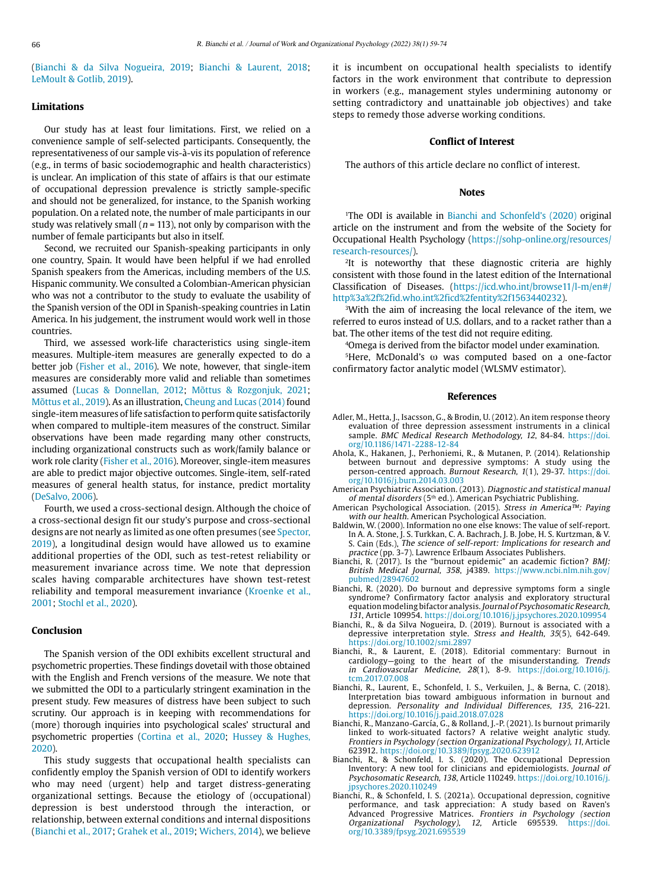(Bianchi & da Silva Nogueira, 2019; Bianchi & Laurent, 2018; LeMoult & Gotlib, 2019).

## Limitations

Our study has at least four limitations. First, we relied on a convenience sample of self-selected participants. Consequently, the representativeness of our sample vis-à-vis its population of reference (e.g., in terms of basic sociodemographic and health characteristics) is unclear. An implication of this state of affairs is that our estimate of occupational depression prevalence is strictly sample-specific and should not be generalized, for instance, to the Spanish working population. On a related note, the number of male participants in our study was relatively small ($n$ = 113), not only by comparison with the number of female participants but also in itself.

Second, we recruited our Spanish-speaking participants in only one country, Spain. It would have been helpful if we had enrolled Spanish speakers from the Americas, including members of the U.S. Hispanic community. We consulted a Colombian-American physician who was not a contributor to the study to evaluate the usability of the Spanish version of the ODI in Spanish-speaking countries in Latin America. In his judgement, the instrument would work well in those countries.

Third, we assessed work-life characteristics using single-item measures. Multiple-item measures are generally expected to do a better job (Fisher et al., 2016). We note, however, that single-item measures are considerably more valid and reliable than sometimes assumed (Lucas & Donnellan, 2012; Mõttus & Rozgonjuk, 2021; Mõttus et al., 2019). As an illustration, Cheung and Lucas (2014) found single-item measures of life satisfaction to perform quite satisfactorily when compared to multiple-item measures of the construct. Similar observations have been made regarding many other constructs, including organizational constructs such as work/family balance or work role clarity (Fisher et al., 2016). Moreover, single-item measures are able to predict major objective outcomes. Single-item, self-rated measures of general health status, for instance, predict mortality (DeSalvo, 2006).

Fourth, we used a cross-sectional design. Although the choice of a cross-sectional design fit our study's purpose and cross-sectional designs are not nearly as limited as one often presumes (see Spector, 2019), a longitudinal design would have allowed us to examine additional properties of the ODI, such as test-retest reliability or measurement invariance across time. We note that depression scales having comparable architectures have shown test-retest reliability and temporal measurement invariance (Kroenke et al., 2001; Stochl et al., 2020).

## Conclusion

The Spanish version of the ODI exhibits excellent structural and psychometric properties. These findings dovetail with those obtained with the English and French versions of the measure. We note that we submitted the ODI to a particularly stringent examination in the present study. Few measures of distress have been subject to such scrutiny. Our approach is in keeping with recommendations for (more) thorough inquiries into psychological scales' structural and psychometric properties (Cortina et al., 2020; Hussey & Hughes, 2020).

This study suggests that occupational health specialists can confidently employ the Spanish version of ODI to identify workers who may need (urgent) help and target distress-generating organizational settings. Because the etiology of (occupational) depression is best understood through the interaction, or relationship, between external conditions and internal dispositions (Bianchi et al., 2017; Grahek et al., 2019; Wichers, 2014), we believe it is incumbent on occupational health specialists to identify factors in the work environment that contribute to depression in workers (e.g., management styles undermining autonomy or setting contradictory and unattainable job objectives) and take steps to remedy those adverse working conditions.

## Conflict of Interest

The authors of this article declare no conflict of interest.

## Notes

[1]The ODI is available in Bianchi and Schonfeld's (2020) original article on the instrument and from the website of the Society for Occupational Health Psychology (https://sohp-online.org/resources/research-resources/).

[2]It is noteworthy that these diagnostic criteria are highly consistent with those found in the latest edition of the International Classification of Diseases. (https://icd.who.int/browse11/l-m/en#/http%3a%2f%2fid.who.int%2ficd%2fentity%2f1563440232).

[3]With the aim of increasing the local relevance of the item, we referred to euros instead of U.S. dollars, and to a racket rather than a bat. The other items of the test did not require editing.

[4]Omega is derived from the bifactor model under examination.

[5]Here, McDonald's ω was computed based on a one-factor confirmatory factor analytic model (WLSMV estimator).

## References

Adler, M., Hetta, J., Isacsson, G., & Brodin, U. (2012). An item response theory evaluation of three depression assessment instruments in a clinical sample. *BMC Medical Research Methodology, 12*, 84-84. https://doi.org/10.1186/1471-2288-12-84

Ahola, K., Hakanen, J., Perhoniemi, R., & Mutanen, P. (2014). Relationship between burnout and depressive symptoms: A study using the person-centred approach. *Burnout Research, 1*(1), 29-37. https://doi.org/10.1016/j.burn.2014.03.003

American Psychiatric Association. (2013). *Diagnostic and statistical manual of mental disorders* (5th ed.). American Psychiatric Publishing.

American Psychological Association. (2015). *Stress in America™: Paying with our health*. American Psychological Association.

Baldwin, W. (2000). Information no one else knows: The value of self-report. In A. A. Stone, J. S. Turkkan, C. A. Bachrach, J. B. Jobe, H. S. Kurtzman, & V. S. Cain (Eds.), *The science of self-report: Implications for research and practice* (pp. 3-7). Lawrence Erlbaum Associates Publishers.

Bianchi, R. (2017). Is the "burnout epidemic" an academic fiction? *BMJ: British Medical Journal, 358*, j4389. https://www.ncbi.nlm.nih.gov/pubmed/28947602

Bianchi, R. (2020). Do burnout and depressive symptoms form a single syndrome? Confirmatory factor analysis and exploratory structural equation modeling bifactor analysis. *Journal of Psychosomatic Research, 131*, Article 109954. https://doi.org/10.1016/j.jpsychores.2020.109954

Bianchi, R., & da Silva Nogueira, D. (2019). Burnout is associated with a depressive interpretation style. *Stress and Health, 35*(5), 642-649. https://doi.org/10.1002/smi.2897

Bianchi, R., & Laurent, E. (2018). Editorial commentary: Burnout in cardiology—going to the heart of the misunderstanding. *Trends in Cardiovascular Medicine, 28*(1), 8-9. https://doi.org/10.1016/j.tcm.2017.07.008

Bianchi, R., Laurent, E., Schonfeld, I. S., Verkuilen, J., & Berna, C. (2018). Interpretation bias toward ambiguous information in burnout and depression. *Personality and Individual Differences, 135*, 216-221. https://doi.org/10.1016/j.paid.2018.07.028

Bianchi, R., Manzano-García, G., & Rolland, J.-P. (2021). Is burnout primarily linked to work-situated factors? A relative weight analytic study. *Frontiers in Psychology (section Organizational Psychology), 11*, Article 623912. https://doi.org/10.3389/fpsyg.2020.623912

Bianchi, R., & Schonfeld, I. S. (2020). The Occupational Depression Inventory: A new tool for clinicians and epidemiologists. *Journal of Psychosomatic Research, 138*, Article 110249. https://doi.org/10.1016/j.jpsychores.2020.110249

Bianchi, R., & Schonfeld, I. S. (2021a). Occupational depression, cognitive performance, and task appreciation: A study based on Raven's Advanced Progressive Matrices. *Frontiers in Psychology (section Organizational Psychology), 12*, Article 695539. https://doi.org/10.3389/fpsyg.2021.695539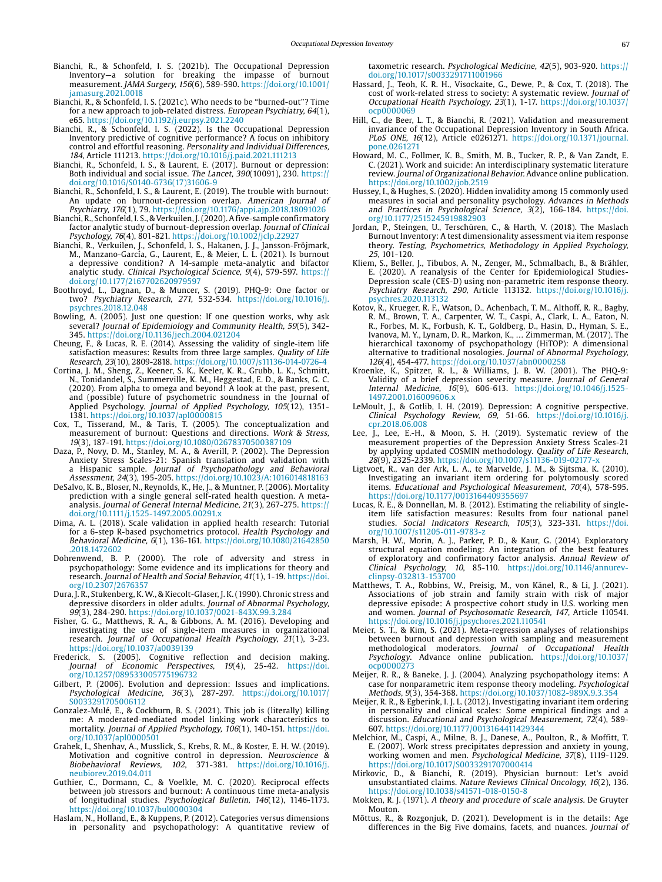Bianchi, R., & Schonfeld, I. S. (2021b). The Occupational Depression Inventory—a solution for breaking the impasse of burnout measurement. *JAMA Surgery, 156*(6), 589-590. https://doi.org/10.1001/jamasurg.2021.0018

Bianchi, R., & Schonfeld, I. S. (2021c). Who needs to be "burned-out"? Time for a new approach to job-related distress. *European Psychiatry, 64*(1), e65. https://doi.org/10.1192/j.eurpsy.2021.2240

Bianchi, R., & Schonfeld, I. S. (2022). Is the Occupational Depression Inventory predictive of cognitive performance? A focus on inhibitory control and effortful reasoning. *Personality and Individual Differences, 184*, Article 111213. https://doi.org/10.1016/j.paid.2021.111213

Bianchi, R., Schonfeld, I. S., & Laurent, E. (2017). Burnout or depression: Both individual and social issue. *The Lancet, 390*(10091), 230. https://doi.org/10.1016/S0140-6736(17)31606-9

Bianchi, R., Schonfeld, I. S., & Laurent, E. (2019). The trouble with burnout: An update on burnout-depression overlap. *American Journal of Psychiatry, 176*(1), 79. https://doi.org/10.1176/appi.ajp.2018.18091026

Bianchi, R., Schonfeld, I. S., & Verkuilen, J. (2020). A five-sample confirmatory factor analytic study of burnout-depression overlap. *Journal of Clinical Psychology, 76*(4), 801-821. https://doi.org/10.1002/jclp.22927

Bianchi, R., Verkuilen, J., Schonfeld, I. S., Hakanen, J. J., Jansson-Fröjmark, M., Manzano-García, G., Laurent, E., & Meier, L. L. (2021). Is burnout a depressive condition? A 14-sample meta-analytic and bifactor analytic study. *Clinical Psychological Science, 9*(4), 579-597. https://doi.org/10.1177/2167702620979597

Boothroyd, L., Dagnan, D., & Muncer, S. (2019). PHQ-9: One factor or two? *Psychiatry Research, 271*, 532-534. https://doi.org/10.1016/j.psychres.2018.12.048

Bowling, A. (2005). Just one question: If one question works, why ask several? *Journal of Epidemiology and Community Health, 59*(5), 342-345. https://doi.org/10.1136/jech.2004.021204

Cheung, F., & Lucas, R. E. (2014). Assessing the validity of single-item life satisfaction measures: Results from three large samples. *Quality of Life Research, 23*(10), 2809-2818. https://doi.org/10.1007/s11136-014-0726-4

Cortina, J. M., Sheng, Z., Keener, S. K., Keeler, K. R., Grubb, L. K., Schmitt, N., Tonidandel, S., Summerville, K. M., Heggestad, E. D., & Banks, G. C. (2020). From alpha to omega and beyond! A look at the past, present, and (possible) future of psychometric soundness in the Journal of Applied Psychology. *Journal of Applied Psychology, 105*(12), 1351-1381. https://doi.org/10.1037/apl0000815

Cox, T., Tisserand, M., & Taris, T. (2005). The conceptualization and measurement of burnout: Questions and directions. *Work & Stress, 19*(3), 187-191. https://doi.org/10.1080/02678370500387109

Daza, P., Novy, D. M., Stanley, M. A., & Averill, P. (2002). The Depression Anxiety Stress Scales-21: Spanish translation and validation with a Hispanic sample. *Journal of Psychopathology and Behavioral Assessment, 24*(3), 195-205. https://doi.org/10.1023/A:1016014818163

DeSalvo, K. B., Bloser, N., Reynolds, K., He, J., & Muntner, P. (2006). Mortality prediction with a single general self-rated health question. A meta-analysis. *Journal of General Internal Medicine, 21*(3), 267-275. https://doi.org/10.1111/j.1525-1497.2005.00291.x

Dima, A. L. (2018). Scale validation in applied health research: Tutorial for a 6-step R-based psychometrics protocol. *Health Psychology and Behavioral Medicine, 6*(1), 136-161. https://doi.org/10.1080/21642850.2018.1472602

Dohrenwend, B. P. (2000). The role of adversity and stress in psychopathology: Some evidence and its implications for theory and research. *Journal of Health and Social Behavior, 41*(1), 1-19. https://doi.org/10.2307/2676357

Dura, J. R., Stukenberg, K. W., & Kiecolt-Glaser, J. K. (1990). Chronic stress and depressive disorders in older adults. *Journal of Abnormal Psychology, 99*(3), 284-290. https://doi.org/10.1037/0021-843X.99.3.284

Fisher, G. G., Matthews, R. A., & Gibbons, A. M. (2016). Developing and investigating the use of single-item measures in organizational research. *Journal of Occupational Health Psychology, 21*(1), 3-23. https://doi.org/10.1037/a0039139

Frederick, S. (2005). Cognitive reflection and decision making. *Journal of Economic Perspectives, 19*(4), 25-42. https://doi.org/10.1257/089533005775196732

Gilbert, P. (2006). Evolution and depression: Issues and implications. *Psychological Medicine, 36*(3), 287-297. https://doi.org/10.1017/S0033291705006112

Gonzalez-Mulé, E., & Cockburn, B. S. (2021). This job is (literally) killing me: A moderated-mediated model linking work characteristics to mortality. *Journal of Applied Psychology, 106*(1), 140-151. https://doi.org/10.1037/apl0000501

Grahek, I., Shenhav, A., Musslick, S., Krebs, R. M., & Koster, E. H. W. (2019). Motivation and cognitive control in depression. *Neuroscience & Biobehavioral Reviews, 102*, 371-381. https://doi.org/10.1016/j.neubiorev.2019.04.011

Guthier, C., Dormann, C., & Voelkle, M. C. (2020). Reciprocal effects between job stressors and burnout: A continuous time meta-analysis of longitudinal studies. *Psychological Bulletin, 146*(12), 1146-1173. https://doi.org/10.1037/bul0000304

Haslam, N., Holland, E., & Kuppens, P. (2012). Categories versus dimensions in personality and psychopathology: A quantitative review of taxometric research. *Psychological Medicine, 42*(5), 903-920. https://doi.org/10.1017/s0033291711001966

Hassard, J., Teoh, K. R. H., Visockaite, G., Dewe, P., & Cox, T. (2018). The cost of work-related stress to society: A systematic review. *Journal of Occupational Health Psychology, 23*(1), 1-17. https://doi.org/10.1037/ocp0000069

Hill, C., de Beer, L. T., & Bianchi, R. (2021). Validation and measurement invariance of the Occupational Depression Inventory in South Africa. *PLoS ONE, 16*(12), Article e0261271. https://doi.org/10.1371/journal.pone.0261271

Howard, M. C., Follmer, K. B., Smith, M. B., Tucker, R. P., & Van Zandt, E. C. (2021). Work and suicide: An interdisciplinary systematic literature review. *Journal of Organizational Behavior*. Advance online publication. https://doi.org/10.1002/job.2519

Hussey, I., & Hughes, S. (2020). Hidden invalidity among 15 commonly used measures in social and personality psychology. *Advances in Methods and Practices in Psychological Science, 3*(2), 166-184. https://doi.org/10.1177/2515245919882903

Jordan, P., Steingen, U., Terschüren, C., & Harth, V. (2018). The Maslach Burnout Inventory: A test dimensionality assessment via item response theory. *Testing, Psychometrics, Methodology in Applied Psychology, 25*, 101-120.

Kliem, S., Beller, J., Tibubos, A. N., Zenger, M., Schmalbach, B., & Brähler, E. (2020). A reanalysis of the Center for Epidemiological Studies-Depression scale (CES-D) using non-parametric item response theory. *Psychiatry Research, 290*, Article 113132. https://doi.org/10.1016/j.psychres.2020.113132

Kotov, R., Krueger, R. F., Watson, D., Achenbach, T. M., Althoff, R. R., Bagby, R. M., Brown, T. A., Carpenter, W. T., Caspi, A., Clark, L. A., Eaton, N. R., Forbes, M. K., Forbush, K. T., Goldberg, D., Hasin, D., Hyman, S. E., Ivanova, M. Y., Lynam, D. R., Markon, K., … Zimmerman, M. (2017). The hierarchical taxonomy of psychopathology (HiTOP): A dimensional alternative to traditional nosologies. *Journal of Abnormal Psychology, 126*(4), 454-477. https://doi.org/10.1037/abn0000258

Kroenke, K., Spitzer, R. L., & Williams, J. B. W. (2001). The PHQ-9: Validity of a brief depression severity measure. *Journal of General Internal Medicine, 16*(9), 606-613. https://doi.org/10.1046/j.1525-1497.2001.016009606.x

LeMoult, J., & Gotlib, I. H. (2019). Depression: A cognitive perspective. *Clinical Psychology Review, 69*, 51-66. https://doi.org/10.1016/j.cpr.2018.06.008

Lee, J., Lee, E.-H., & Moon, S. H. (2019). Systematic review of the measurement properties of the Depression Anxiety Stress Scales-21 by applying updated COSMIN methodology. *Quality of Life Research, 28*(9), 2325-2339. https://doi.org/10.1007/s11136-019-02177-x

Ligtvoet, R., van der Ark, L. A., te Marvelde, J. M., & Sijtsma, K. (2010). Investigating an invariant item ordering for polytomously scored items. *Educational and Psychological Measurement, 70*(4), 578-595. https://doi.org/10.1177/0013164409355697

Lucas, R. E., & Donnellan, M. B. (2012). Estimating the reliability of single-item life satisfaction measures: Results from four national panel studies. *Social Indicators Research, 105*(3), 323-331. https://doi.org/10.1007/s11205-011-9783-z

Marsh, H. W., Morin, A. J., Parker, P. D., & Kaur, G. (2014). Exploratory structural equation modeling: An integration of the best features of exploratory and confirmatory factor analysis. *Annual Review of Clinical Psychology, 10*, 85-110. https://doi.org/10.1146/annurev-clinpsy-032813-153700

Matthews, T. A., Robbins, W., Preisig, M., von Känel, R., & Li, J. (2021). Associations of job strain and family strain with risk of major depressive episode: A prospective cohort study in U.S. working men and women. *Journal of Psychosomatic Research, 147*, Article 110541. https://doi.org/10.1016/j.jpsychores.2021.110541

Meier, S. T., & Kim, S. (2021). Meta-regression analyses of relationships between burnout and depression with sampling and measurement methodological moderators. *Journal of Occupational Health Psychology*. Advance online publication. https://doi.org/10.1037/ocp0000273

Meijer, R. R., & Baneke, J. J. (2004). Analyzing psychopathology items: A case for nonparametric item response theory modeling. *Psychological Methods, 9*(3), 354-368. https://doi.org/10.1037/1082-989X.9.3.354

Meijer, R. R., & Egberink, I. J. L. (2012). Investigating invariant item ordering in personality and clinical scales: Some empirical findings and a discussion. *Educational and Psychological Measurement, 72*(4), 589-607. https://doi.org/10.1177/0013164411429344

Melchior, M., Caspi, A., Milne, B. J., Danese, A., Poulton, R., & Moffitt, T. E. (2007). Work stress precipitates depression and anxiety in young, working women and men. *Psychological Medicine, 37*(8), 1119-1129. https://doi.org/10.1017/S0033291707000414

Mirkovic, D., & Bianchi, R. (2019). Physician burnout: Let's avoid unsubstantiated claims. *Nature Reviews Clinical Oncology, 16*(2), 136. https://doi.org/10.1038/s41571-018-0150-8

Mokken, R. J. (1971). *A theory and procedure of scale analysis*. De Gruyter Mouton.

Mõttus, R., & Rozgonjuk, D. (2021). Development is in the details: Age differences in the Big Five domains, facets, and nuances. *Journal of*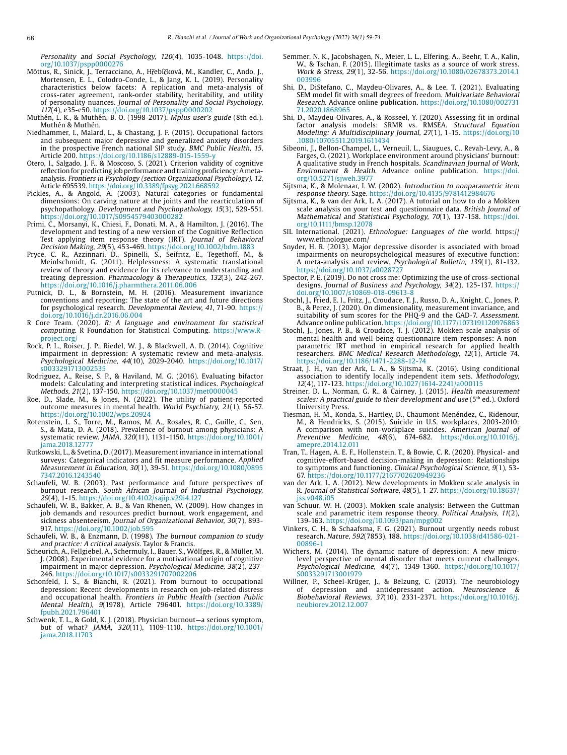*Personality and Social Psychology, 120*(4), 1035-1048. https://doi.org/10.1037/pspp0000276

Mõttus, R., Sinick, J., Terracciano, A., Hřebíčková, M., Kandler, C., Ando, J., Mortensen, E. L., Colodro-Conde, L., & Jang, K. L. (2019). Personality characteristics below facets: A replication and meta-analysis of cross-rater agreement, rank-order stability, heritability, and utility of personality nuances. *Journal of Personality and Social Psychology, 117*(4), e35-e50. https://doi.org/10.1037/pspp0000202

Muthén, L. K., & Muthén, B. O. (1998-2017). *Mplus user's guide* (8th ed.). Muthén & Muthén.

Niedhammer, I., Malard, L., & Chastang, J. F. (2015). Occupational factors and subsequent major depressive and generalized anxiety disorders in the prospective French national SIP study. *BMC Public Health, 15*, Article 200. https://doi.org/10.1186/s12889-015-1559-y

Otero, I., Salgado, J. F., & Moscoso, S. (2021). Criterion validity of cognitive reflection for predicting job performance and training proficiency: A meta-analysis. *Frontiers in Psychology (section Organizational Psychology), 12*, Article 695539. https://doi.org/10.3389/fpsyg.2021.668592

Pickles, A., & Angold, A. (2003). Natural categories or fundamental dimensions: On carving nature at the joints and the rearticulation of psychopathology. *Development and Psychopathology, 15*(3), 529-551. https://doi.org/10.1017/S0954579403000282

Primi, C., Morsanyi, K., Chiesi, F., Donati, M. A., & Hamilton, J. (2016). The development and testing of a new version of the Cognitive Reflection Test applying item response theory (IRT). *Journal of Behavioral Decision Making, 29*(5), 453-469. https://doi.org/10.1002/bdm.1883

Pryce, C. R., Azzinnari, D., Spinelli, S., Seifritz, E., Tegethoff, M., & Meinlschmidt, G. (2011). Helplessness: A systematic translational review of theory and evidence for its relevance to understanding and treating depression. *Pharmacology & Therapeutics, 132*(3), 242-267. https://doi.org/10.1016/j.pharmthera.2011.06.006

Putnick, D. L., & Bornstein, M. H. (2016). Measurement invariance conventions and reporting: The state of the art and future directions for psychological research. *Developmental Review, 41*, 71-90. https://doi.org/10.1016/j.dr.2016.06.004

R Core Team. (2020). *R: A language and environment for statistical computing*. R Foundation for Statistical Computing. https://www.R-project.org/

Rock, P. L., Roiser, J. P., Riedel, W. J., & Blackwell, A. D. (2014). Cognitive impairment in depression: A systematic review and meta-analysis. *Psychological Medicine, 44*(10), 2029-2040. https://doi.org/10.1017/s0033291713002535

Rodriguez, A., Reise, S. P., & Haviland, M. G. (2016). Evaluating bifactor models: Calculating and interpreting statistical indices. *Psychological Methods, 21*(2), 137-150. https://doi.org/10.1037/met0000045

Roe, D., Slade, M., & Jones, N. (2022). The utility of patient-reported outcome measures in mental health. *World Psychiatry, 21*(1), 56-57. https://doi.org/10.1002/wps.20924

Rotenstein, L. S., Torre, M., Ramos, M. A., Rosales, R. C., Guille, C., Sen, S., & Mata, D. A. (2018). Prevalence of burnout among physicians: A systematic review. *JAMA, 320*(11), 1131-1150. https://doi.org/10.1001/jama.2018.12777

Rutkowski, L., & Svetina, D. (2017). Measurement invariance in international surveys: Categorical indicators and fit measure performance. *Applied Measurement in Education, 30*(1), 39-51. https://doi.org/10.1080/08957347.2016.1243540

Schaufeli, W. B. (2003). Past performance and future perspectives of burnout research. *South African Journal of Industrial Psychology, 29*(4), 1-15. https://doi.org/10.4102/sajip.v29i4.127

Schaufeli, W. B., Bakker, A. B., & Van Rhenen, W. (2009). How changes in job demands and resources predict burnout, work engagement, and sickness absenteeism. *Journal of Organizational Behavior, 30*(7), 893-917. https://doi.org/10.1002/job.595

Schaufeli, W. B., & Enzmann, D. (1998). *The burnout companion to study and practice: A critical analysis*. Taylor & Francis.

Scheurich, A., Fellgiebel, A., Schermuly, I., Bauer, S., Wölfges, R., & Müller, M. J. (2008). Experimental evidence for a motivational origin of cognitive impairment in major depression. *Psychological Medicine, 38*(2), 237-246. https://doi.org/10.1017/s0033291707002206

Schonfeld, I. S., & Bianchi, R. (2021). From burnout to occupational depression: Recent developments in research on job-related distress and occupational health. *Frontiers in Public Health (section Public Mental Health), 9*(1978), Article 796401. https://doi.org/10.3389/fpubh.2021.796401

Schwenk, T. L., & Gold, K. J. (2018). Physician burnout—a serious symptom, but of what? *JAMA, 320*(11), 1109-1110. https://doi.org/10.1001/jama.2018.11703

Semmer, N. K., Jacobshagen, N., Meier, L. L., Elfering, A., Beehr, T. A., Kalin, W., & Tschan, F. (2015). Illegitimate tasks as a source of work stress. *Work & Stress, 29*(1), 32-56. https://doi.org/10.1080/02678373.2014.1003996

Shi, D., DiStefano, C., Maydeu-Olivares, A., & Lee, T. (2021). Evaluating SEM model fit with small degrees of freedom. *Multivariate Behavioral Research*. Advance online publication. https://doi.org/10.1080/00273171.2020.1868965

Shi, D., Maydeu-Olivares, A., & Rosseel, Y. (2020). Assessing fit in ordinal factor analysis models: SRMR vs. RMSEA. *Structural Equation Modeling: A Multidisciplinary Journal, 27*(1), 1-15. https://doi.org/10.1080/10705511.2019.1611434

Sibeoni, J., Bellon-Champel, L., Verneuil, L., Siaugues, C., Revah-Levy, A., & Farges, O. (2021). Workplace environment around physicians' burnout: A qualitative study in French hospitals. *Scandinavian Journal of Work, Environment & Health*. Advance online publication. https://doi.org/10.5271/sjweh.3977

Sijtsma, K., & Molenaar, I. W. (2002). *Introduction to nonparametric item response theory*. Sage. https://doi.org/10.4135/9781412984676

Sijtsma, K., & van der Ark, L. A. (2017). A tutorial on how to do a Mokken scale analysis on your test and questionnaire data. *British Journal of Mathematical and Statistical Psychology, 70*(1), 137-158. https://doi.org/10.1111/bmsp.12078

SIL International. (2021). *Ethnologue: Languages of the world*. https://www.ethnologue.com/

Snyder, H. R. (2013). Major depressive disorder is associated with broad impairments on neuropsychological measures of executive function: A meta-analysis and review. *Psychological Bulletin, 139*(1), 81-132. https://doi.org/10.1037/a0028727

Spector, P. E. (2019). Do not cross me: Optimizing the use of cross-sectional designs. *Journal of Business and Psychology, 34*(2), 125-137. https://doi.org/10.1007/s10869-018-09613-8

Stochl, J., Fried, E. I., Fritz, J., Croudace, T. J., Russo, D. A., Knight, C., Jones, P. B., & Perez, J. (2020). On dimensionality, measurement invariance, and suitability of sum scores for the PHQ-9 and the GAD-7. *Assessment*. Advance online publication. https://doi.org/10.1177/1073191120976863

Stochl, J., Jones, P. B., & Croudace, T. J. (2012). Mokken scale analysis of mental health and well-being questionnaire item responses: A non-parametric IRT method in empirical research for applied health researchers. *BMC Medical Research Methodology, 12*(1), Article 74. https://doi.org/10.1186/1471-2288-12-74

Straat, J. H., van der Ark, L. A., & Sijtsma, K. (2016). Using conditional association to identify locally independent item sets. *Methodology, 12*(4), 117-123. https://doi.org/10.1027/1614-2241/a000115

Streiner, D. L., Norman, G. R., & Cairney, J. (2015). *Health measurement scales: A practical guide to their development and use* (5th ed.). Oxford University Press.

Tiesman, H. M., Konda, S., Hartley, D., Chaumont Menéndez, C., Ridenour, M., & Hendricks, S. (2015). Suicide in U.S. workplaces, 2003-2010: A comparison with non-workplace suicides. *American Journal of Preventive Medicine, 48*(6), 674-682. https://doi.org/10.1016/j.amepre.2014.12.011

Tran, T., Hagen, A. E. F., Hollenstein, T., & Bowie, C. R. (2020). Physical- and cognitive-effort-based decision-making in depression: Relationships to symptoms and functioning. *Clinical Psychological Science, 9*(1), 53-67. https://doi.org/10.1177/2167702620949236

van der Ark, L. A. (2012). New developments in Mokken scale analysis in R. *Journal of Statistical Software, 48*(5), 1-27. https://doi.org/10.18637/jss.v048.i05

van Schuur, W. H. (2003). Mokken scale analysis: Between the Guttman scale and parametric item response theory. *Political Analysis, 11*(2), 139-163. https://doi.org/10.1093/pan/mpg002

Vinkers, C. H., & Schaafsma, F. G. (2021). Burnout urgently needs robust research. *Nature, 592*(7853), 188. https://doi.org/10.1038/d41586-021-00896-1

Wichers, M. (2014). The dynamic nature of depression: A new micro-level perspective of mental disorder that meets current challenges. *Psychological Medicine, 44*(7), 1349-1360. https://doi.org/10.1017/S0033291713001979

Willner, P., Scheel-Krüger, J., & Belzung, C. (2013). The neurobiology of depression and antidepressant action. *Neuroscience & Biobehavioral Reviews, 37*(10), 2331-2371. https://doi.org/10.1016/j.neubiorev.2012.12.007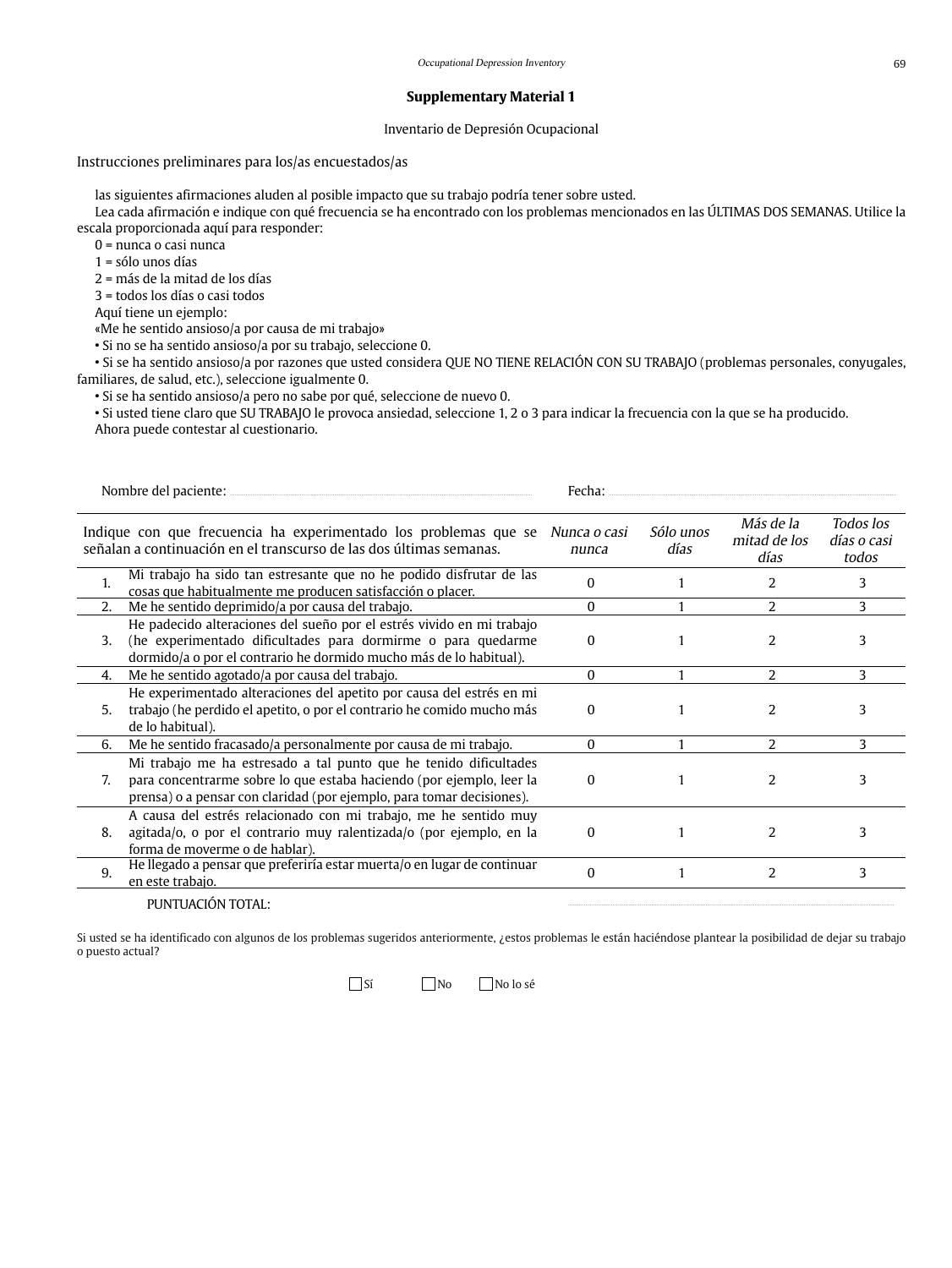## Supplementary Material 1

Inventario de Depresión Ocupacional

### Instrucciones preliminares para los/as encuestados/as

las siguientes afirmaciones aluden al posible impacto que su trabajo podría tener sobre usted.

Lea cada afirmación e indique con qué frecuencia se ha encontrado con los problemas mencionados en las ÚLTIMAS DOS SEMANAS. Utilice la escala proporcionada aquí para responder:

0 = nunca o casi nunca
1 = sólo unos días
2 = más de la mitad de los días
3 = todos los días o casi todos

Aquí tiene un ejemplo:

«Me he sentido ansioso/a por causa de mi trabajo»

• Si no se ha sentido ansioso/a por su trabajo, seleccione 0.

• Si se ha sentido ansioso/a por razones que usted considera QUE NO TIENE RELACIÓN CON SU TRABAJO (problemas personales, conyugales, familiares, de salud, etc.), seleccione igualmente 0.

• Si se ha sentido ansioso/a pero no sabe por qué, seleccione de nuevo 0.

• Si usted tiene claro que SU TRABAJO le provoca ansiedad, seleccione 1, 2 o 3 para indicar la frecuencia con la que se ha producido.

Ahora puede contestar al cuestionario.

Nombre del paciente: ........................................ Fecha: ........................................

| Indique con que frecuencia ha experimentado los problemas que se señalan a continuación en el transcurso de las dos últimas semanas. | | *Nunca o casi nunca* | *Sólo unos días* | *Más de la mitad de los días* | *Todos los días o casi todos* |
|---|---|---|---|---|---|
| 1. | Mi trabajo ha sido tan estresante que no he podido disfrutar de las cosas que habitualmente me producen satisfacción o placer. | 0 | 1 | 2 | 3 |
| 2. | Me he sentido deprimido/a por causa del trabajo. | 0 | 1 | 2 | 3 |
| 3. | He padecido alteraciones del sueño por el estrés vivido en mi trabajo (he experimentado dificultades para dormirme o para quedarme dormido/a o por el contrario he dormido mucho más de lo habitual). | 0 | 1 | 2 | 3 |
| 4. | Me he sentido agotado/a por causa del trabajo. | 0 | 1 | 2 | 3 |
| 5. | He experimentado alteraciones del apetito por causa del estrés en mi trabajo (he perdido el apetito, o por el contrario he comido mucho más de lo habitual). | 0 | 1 | 2 | 3 |
| 6. | Me he sentido fracasado/a personalmente por causa de mi trabajo. | 0 | 1 | 2 | 3 |
| 7. | Mi trabajo me ha estresado a tal punto que he tenido dificultades para concentrarme sobre lo que estaba haciendo (por ejemplo, leer la prensa) o a pensar con claridad (por ejemplo, para tomar decisiones). | 0 | 1 | 2 | 3 |
| 8. | A causa del estrés relacionado con mi trabajo, me he sentido muy agitada/o, o por el contrario muy ralentizada/o (por ejemplo, en la forma de moverme o de hablar). | 0 | 1 | 2 | 3 |
| 9. | He llegado a pensar que preferiría estar muerta/o en lugar de continuar en este trabajo. | 0 | 1 | 2 | 3 |

PUNTUACIÓN TOTAL: ........................................

Si usted se ha identificado con algunos de los problemas sugeridos anteriormente, ¿estos problemas le están haciéndose plantear la posibilidad de dejar su trabajo o puesto actual?

☐ Sí ☐ No ☐ No lo sé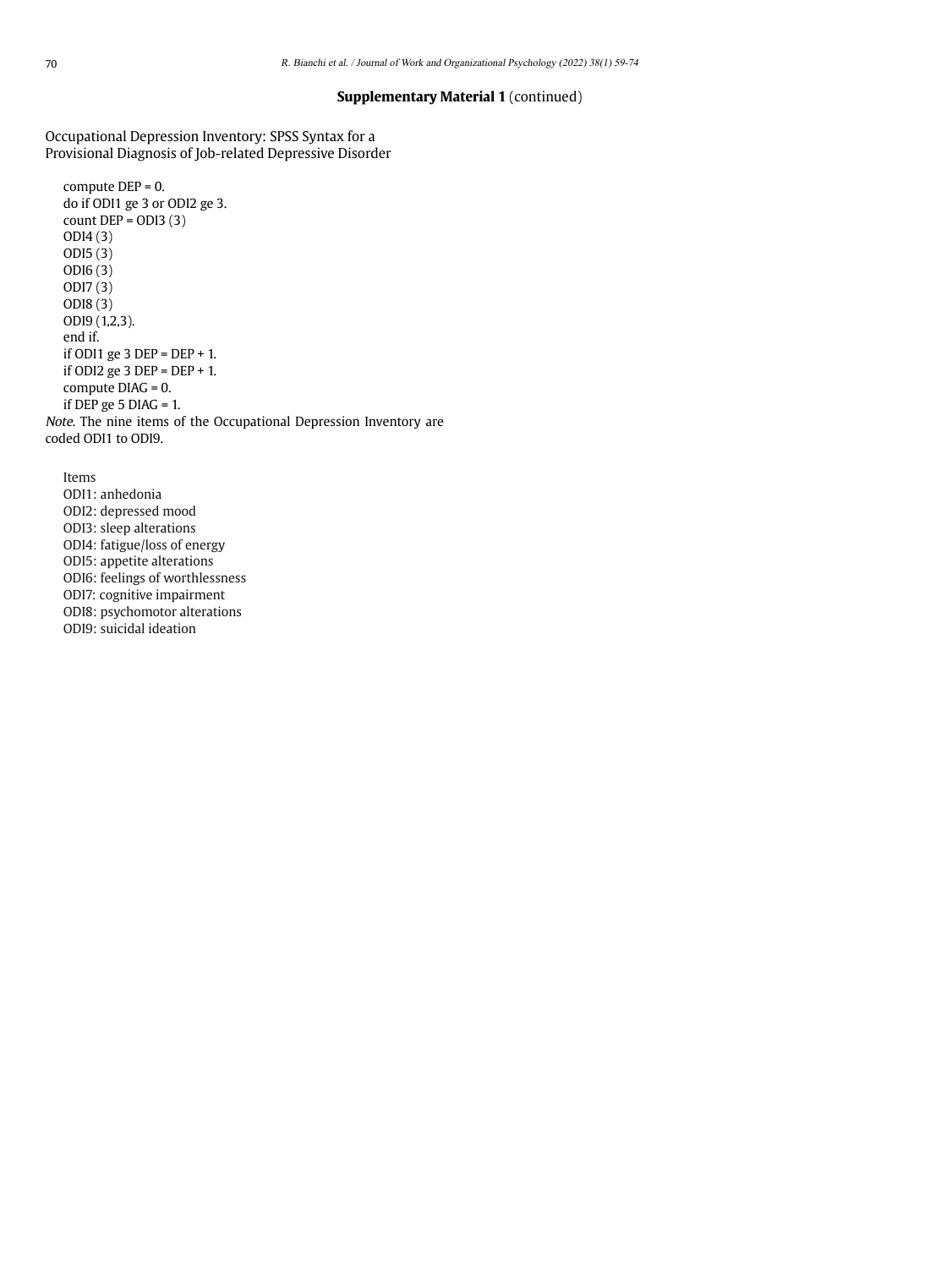**Supplementary Material 1** (continued)

Occupational Depression Inventory: SPSS Syntax for a Provisional Diagnosis of Job-related Depressive Disorder

```
compute DEP = 0.
do if ODI1 ge 3 or ODI2 ge 3.
count DEP = ODI3 (3)
ODI4 (3)
ODI5 (3)
ODI6 (3)
ODI7 (3)
ODI8 (3)
ODI9 (1,2,3).
end if.
if ODI1 ge 3 DEP = DEP + 1.
if ODI2 ge 3 DEP = DEP + 1.
compute DIAG = 0.
if DEP ge 5 DIAG = 1.
```

*Note.* The nine items of the Occupational Depression Inventory are coded ODI1 to ODI9.

Items

ODI1: anhedonia
ODI2: depressed mood
ODI3: sleep alterations
ODI4: fatigue/loss of energy
ODI5: appetite alterations
ODI6: feelings of worthlessness
ODI7: cognitive impairment
ODI8: psychomotor alterations
ODI9: suicidal ideation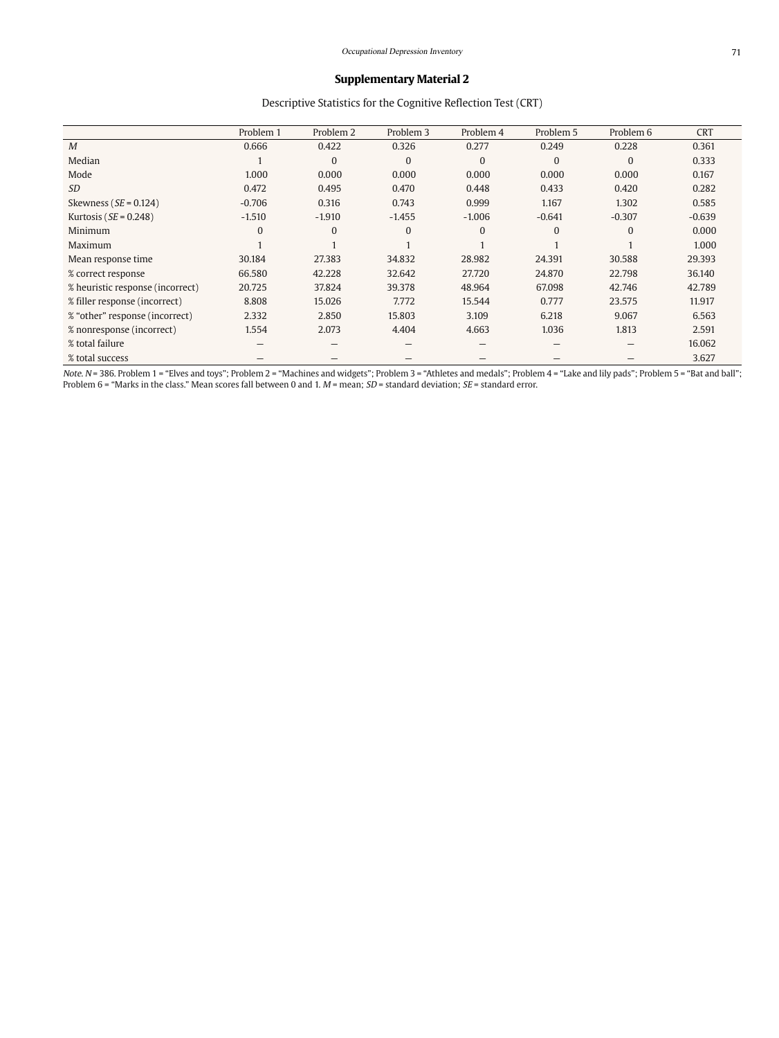## Supplementary Material 2

Descriptive Statistics for the Cognitive Reflection Test (CRT)

| | Problem 1 | Problem 2 | Problem 3 | Problem 4 | Problem 5 | Problem 6 | CRT |
|---|---|---|---|---|---|---|---|
| *M* | 0.666 | 0.422 | 0.326 | 0.277 | 0.249 | 0.228 | 0.361 |
| Median | 1 | 0 | 0 | 0 | 0 | 0 | 0.333 |
| Mode | 1.000 | 0.000 | 0.000 | 0.000 | 0.000 | 0.000 | 0.167 |
| *SD* | 0.472 | 0.495 | 0.470 | 0.448 | 0.433 | 0.420 | 0.282 |
| Skewness (*SE* = 0.124) | -0.706 | 0.316 | 0.743 | 0.999 | 1.167 | 1.302 | 0.585 |
| Kurtosis (*SE* = 0.248) | -1.510 | -1.910 | -1.455 | -1.006 | -0.641 | -0.307 | -0.639 |
| Minimum | 0 | 0 | 0 | 0 | 0 | 0 | 0.000 |
| Maximum | 1 | 1 | 1 | 1 | 1 | 1 | 1.000 |
| Mean response time | 30.184 | 27.383 | 34.832 | 28.982 | 24.391 | 30.588 | 29.393 |
| % correct response | 66.580 | 42.228 | 32.642 | 27.720 | 24.870 | 22.798 | 36.140 |
| % heuristic response (incorrect) | 20.725 | 37.824 | 39.378 | 48.964 | 67.098 | 42.746 | 42.789 |
| % filler response (incorrect) | 8.808 | 15.026 | 7.772 | 15.544 | 0.777 | 23.575 | 11.917 |
| % "other" response (incorrect) | 2.332 | 2.850 | 15.803 | 3.109 | 6.218 | 9.067 | 6.563 |
| % nonresponse (incorrect) | 1.554 | 2.073 | 4.404 | 4.663 | 1.036 | 1.813 | 2.591 |
| % total failure | — | — | — | — | — | — | 16.062 |
| % total success | — | — | — | — | — | — | 3.627 |

*Note.* *N* = 386. Problem 1 = "Elves and toys"; Problem 2 = "Machines and widgets"; Problem 3 = "Athletes and medals"; Problem 4 = "Lake and lily pads"; Problem 5 = "Bat and ball"; Problem 6 = "Marks in the class." Mean scores fall between 0 and 1. *M* = mean; *SD* = standard deviation; *SE* = standard error.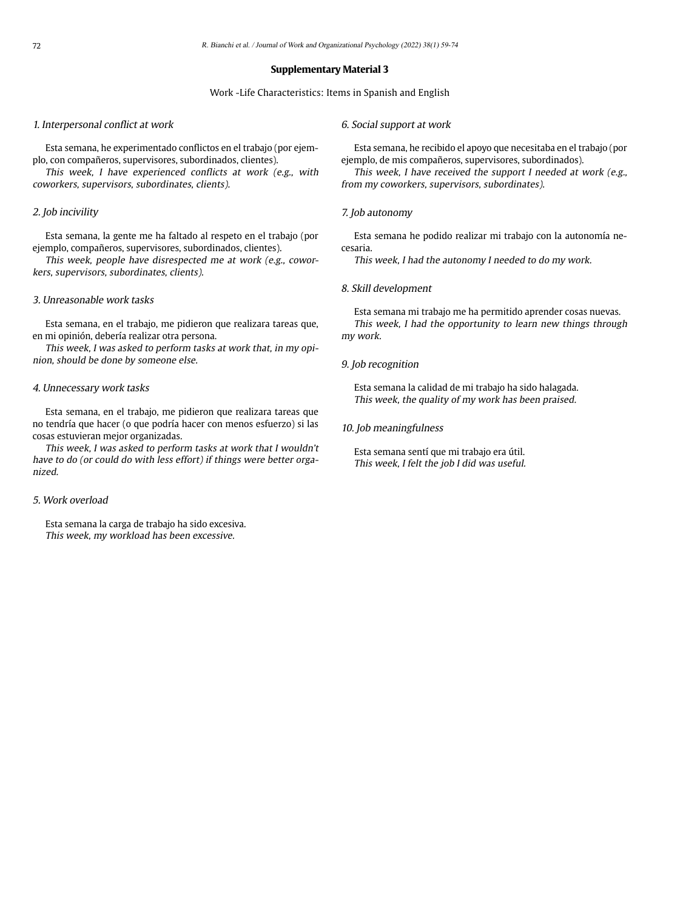## Supplementary Material 3

Work -Life Characteristics: Items in Spanish and English

*1. Interpersonal conflict at work*

Esta semana, he experimentado conflictos en el trabajo (por ejemplo, con compañeros, supervisores, subordinados, clientes).

*This week, I have experienced conflicts at work (e.g., with coworkers, supervisors, subordinates, clients).*

*2. Job incivility*

Esta semana, la gente me ha faltado al respeto en el trabajo (por ejemplo, compañeros, supervisores, subordinados, clientes).

*This week, people have disrespected me at work (e.g., coworkers, supervisors, subordinates, clients).*

*3. Unreasonable work tasks*

Esta semana, en el trabajo, me pidieron que realizara tareas que, en mi opinión, debería realizar otra persona.

*This week, I was asked to perform tasks at work that, in my opinion, should be done by someone else.*

*4. Unnecessary work tasks*

Esta semana, en el trabajo, me pidieron que realizara tareas que no tendría que hacer (o que podría hacer con menos esfuerzo) si las cosas estuvieran mejor organizadas.

*This week, I was asked to perform tasks at work that I wouldn't have to do (or could do with less effort) if things were better organized.*

*5. Work overload*

Esta semana la carga de trabajo ha sido excesiva.

*This week, my workload has been excessive.*

*6. Social support at work*

Esta semana, he recibido el apoyo que necesitaba en el trabajo (por ejemplo, de mis compañeros, supervisores, subordinados).

*This week, I have received the support I needed at work (e.g., from my coworkers, supervisors, subordinates).*

*7. Job autonomy*

Esta semana he podido realizar mi trabajo con la autonomía necesaria.

*This week, I had the autonomy I needed to do my work.*

*8. Skill development*

Esta semana mi trabajo me ha permitido aprender cosas nuevas.

*This week, I had the opportunity to learn new things through my work.*

*9. Job recognition*

Esta semana la calidad de mi trabajo ha sido halagada.

*This week, the quality of my work has been praised.*

*10. Job meaningfulness*

Esta semana sentí que mi trabajo era útil.

*This week, I felt the job I did was useful.*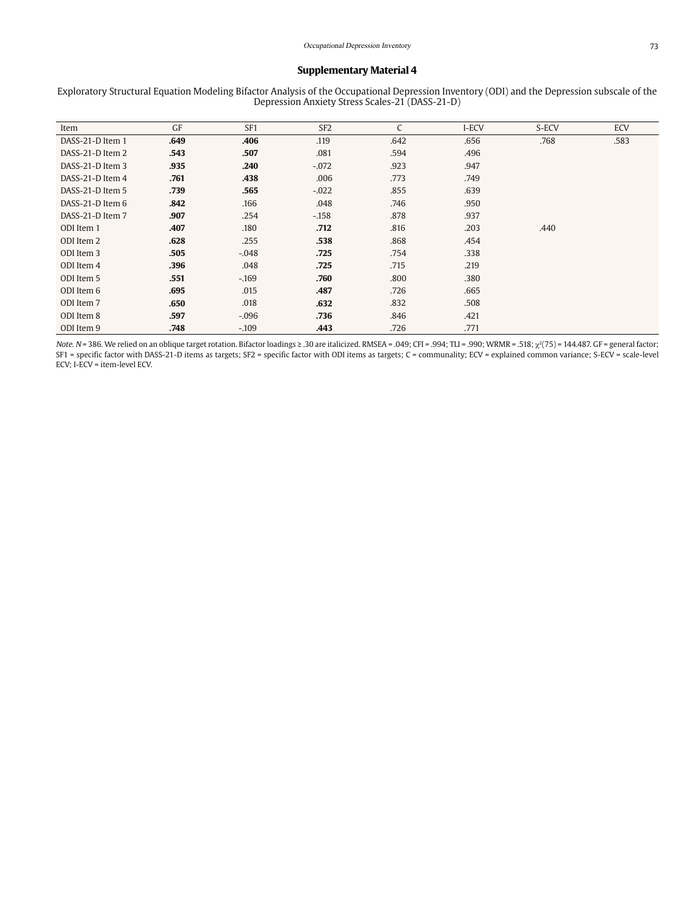## Supplementary Material 4

Exploratory Structural Equation Modeling Bifactor Analysis of the Occupational Depression Inventory (ODI) and the Depression subscale of the Depression Anxiety Stress Scales-21 (DASS-21-D)

| Item | GF | SF1 | SF2 | C | I-ECV | S-ECV | ECV |
|---|---|---|---|---|---|---|---|
| DASS-21-D Item 1 | **.649** | **.406** | .119 | .642 | .656 | .768 | .583 |
| DASS-21-D Item 2 | **.543** | **.507** | .081 | .594 | .496 | | |
| DASS-21-D Item 3 | **.935** | **.240** | -.072 | .923 | .947 | | |
| DASS-21-D Item 4 | **.761** | **.438** | .006 | .773 | .749 | | |
| DASS-21-D Item 5 | **.739** | **.565** | -.022 | .855 | .639 | | |
| DASS-21-D Item 6 | **.842** | .166 | .048 | .746 | .950 | | |
| DASS-21-D Item 7 | **.907** | .254 | -.158 | .878 | .937 | | |
| ODI Item 1 | **.407** | .180 | **.712** | .816 | .203 | .440 | |
| ODI Item 2 | **.628** | .255 | **.538** | .868 | .454 | | |
| ODI Item 3 | **.505** | -.048 | **.725** | .754 | .338 | | |
| ODI Item 4 | **.396** | .048 | **.725** | .715 | .219 | | |
| ODI Item 5 | **.551** | -.169 | **.760** | .800 | .380 | | |
| ODI Item 6 | **.695** | .015 | **.487** | .726 | .665 | | |
| ODI Item 7 | **.650** | .018 | **.632** | .832 | .508 | | |
| ODI Item 8 | **.597** | -.096 | **.736** | .846 | .421 | | |
| ODI Item 9 | **.748** | -.109 | **.443** | .726 | .771 | | |

*Note.* $N$ = 386. We relied on an oblique target rotation. Bifactor loadings ≥ .30 are italicized. RMSEA = .049; CFI = .994; TLI = .990; WRMR = .518; $\chi^2(75)$ = 144.487. GF = general factor; SF1 = specific factor with DASS-21-D items as targets; SF2 = specific factor with ODI items as targets; C = communality; ECV = explained common variance; S-ECV = scale-level ECV; I-ECV = item-level ECV.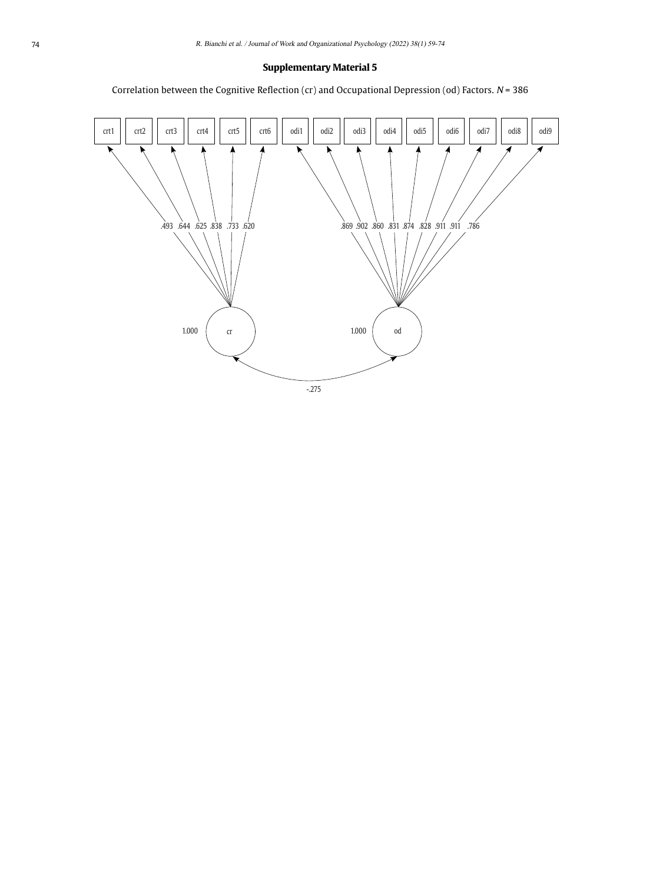## Supplementary Material 5

Correlation between the Cognitive Reflection (cr) and Occupational Depression (od) Factors. $N$ = 386

crt1 crt2 crt3 crt4 crt5 crt6 odi1 odi2 odi3 odi4 odi5 odi6 odi7 odi8 odi9

.493 .644 .625 .838 .733 .620

.869 .902 .860 .831 .874 .828 .911 .911 .786

1.000 cr

1.000 od

-.275